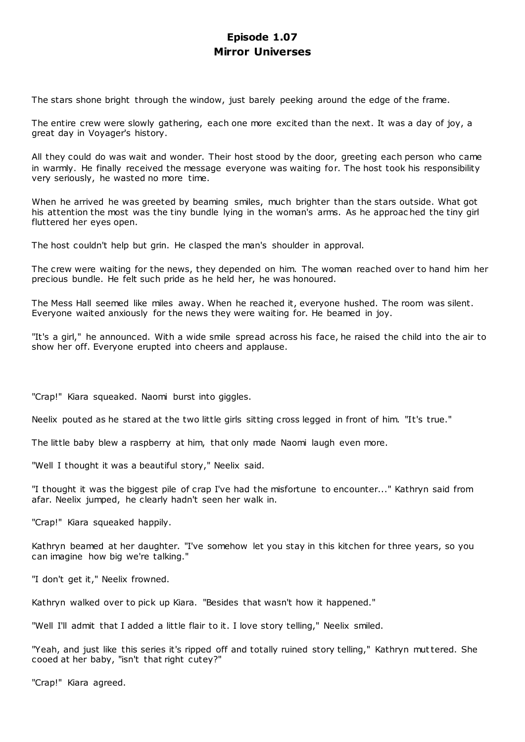# Episode 1.07
## Mirror Universes

The stars shone bright through the window, just barely peeking around the edge of the frame.

The entire crew were slowly gathering, each one more excited than the next. It was a day of joy, a great day in Voyager's history.

All they could do was wait and wonder. Their host stood by the door, greeting each person who came in warmly. He finally received the message everyone was waiting for. The host took his responsibility very seriously, he wasted no more time.

When he arrived he was greeted by beaming smiles, much brighter than the stars outside. What got his attention the most was the tiny bundle lying in the woman's arms. As he approached the tiny girl fluttered her eyes open.

The host couldn't help but grin. He clasped the man's shoulder in approval.

The crew were waiting for the news, they depended on him. The woman reached over to hand him her precious bundle. He felt such pride as he held her, he was honoured.

The Mess Hall seemed like miles away. When he reached it, everyone hushed. The room was silent. Everyone waited anxiously for the news they were waiting for. He beamed in joy.

"It's a girl," he announced. With a wide smile spread across his face, he raised the child into the air to show her off. Everyone erupted into cheers and applause.

"Crap!" Kiara squeaked. Naomi burst into giggles.

Neelix pouted as he stared at the two little girls sitting cross legged in front of him. "It's true."

The little baby blew a raspberry at him, that only made Naomi laugh even more.

"Well I thought it was a beautiful story," Neelix said.

"I thought it was the biggest pile of crap I've had the misfortune to encounter..." Kathryn said from afar. Neelix jumped, he clearly hadn't seen her walk in.

"Crap!" Kiara squeaked happily.

Kathryn beamed at her daughter. "I've somehow let you stay in this kitchen for three years, so you can imagine how big we're talking."

"I don't get it," Neelix frowned.

Kathryn walked over to pick up Kiara. "Besides that wasn't how it happened."

"Well I'll admit that I added a little flair to it. I love story telling," Neelix smiled.

"Yeah, and just like this series it's ripped off and totally ruined story telling," Kathryn muttered. She cooed at her baby, "isn't that right cutey?"

"Crap!" Kiara agreed.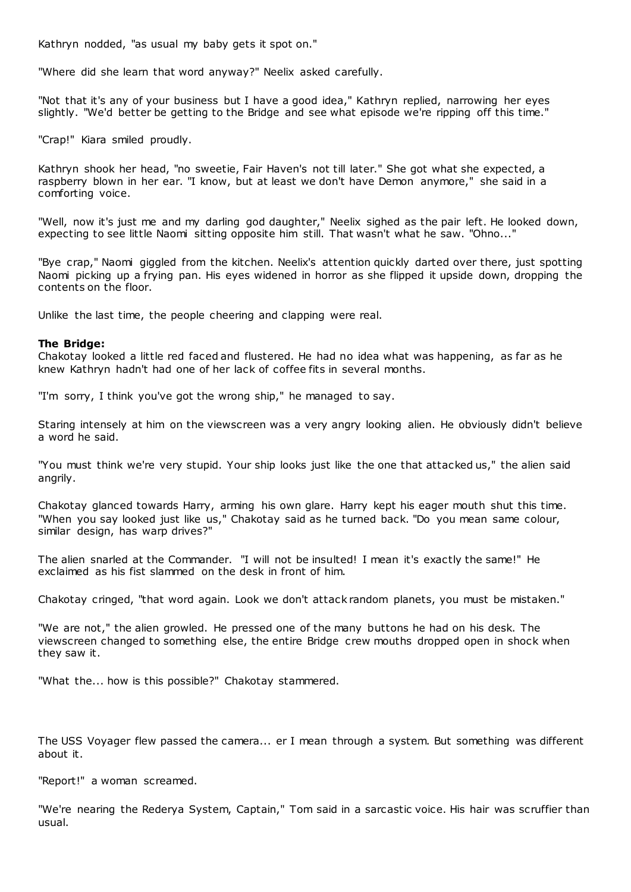Kathryn nodded, "as usual my baby gets it spot on."

"Where did she learn that word anyway?" Neelix asked carefully.

"Not that it's any of your business but I have a good idea," Kathryn replied, narrowing her eyes slightly. "We'd better be getting to the Bridge and see what episode we're ripping off this time."

"Crap!" Kiara smiled proudly.

Kathryn shook her head, "no sweetie, Fair Haven's not till later." She got what she expected, a raspberry blown in her ear. "I know, but at least we don't have Demon anymore," she said in a comforting voice.

"Well, now it's just me and my darling god daughter," Neelix sighed as the pair left. He looked down, expecting to see little Naomi sitting opposite him still. That wasn't what he saw. "Ohno..."

"Bye crap," Naomi giggled from the kitchen. Neelix's attention quickly darted over there, just spotting Naomi picking up a frying pan. His eyes widened in horror as she flipped it upside down, dropping the contents on the floor.

Unlike the last time, the people cheering and clapping were real.

**The Bridge:**

Chakotay looked a little red faced and flustered. He had no idea what was happening, as far as he knew Kathryn hadn't had one of her lack of coffee fits in several months.

"I'm sorry, I think you've got the wrong ship," he managed to say.

Staring intensely at him on the viewscreen was a very angry looking alien. He obviously didn't believe a word he said.

"You must think we're very stupid. Your ship looks just like the one that attacked us," the alien said angrily.

Chakotay glanced towards Harry, arming his own glare. Harry kept his eager mouth shut this time. "When you say looked just like us," Chakotay said as he turned back. "Do you mean same colour, similar design, has warp drives?"

The alien snarled at the Commander. "I will not be insulted! I mean it's exactly the same!" He exclaimed as his fist slammed on the desk in front of him.

Chakotay cringed, "that word again. Look we don't attack random planets, you must be mistaken."

"We are not," the alien growled. He pressed one of the many buttons he had on his desk. The viewscreen changed to something else, the entire Bridge crew mouths dropped open in shock when they saw it.

"What the... how is this possible?" Chakotay stammered.

The USS Voyager flew passed the camera... er I mean through a system. But something was different about it.

"Report!" a woman screamed.

"We're nearing the Rederya System, Captain," Tom said in a sarcastic voice. His hair was scruffier than usual.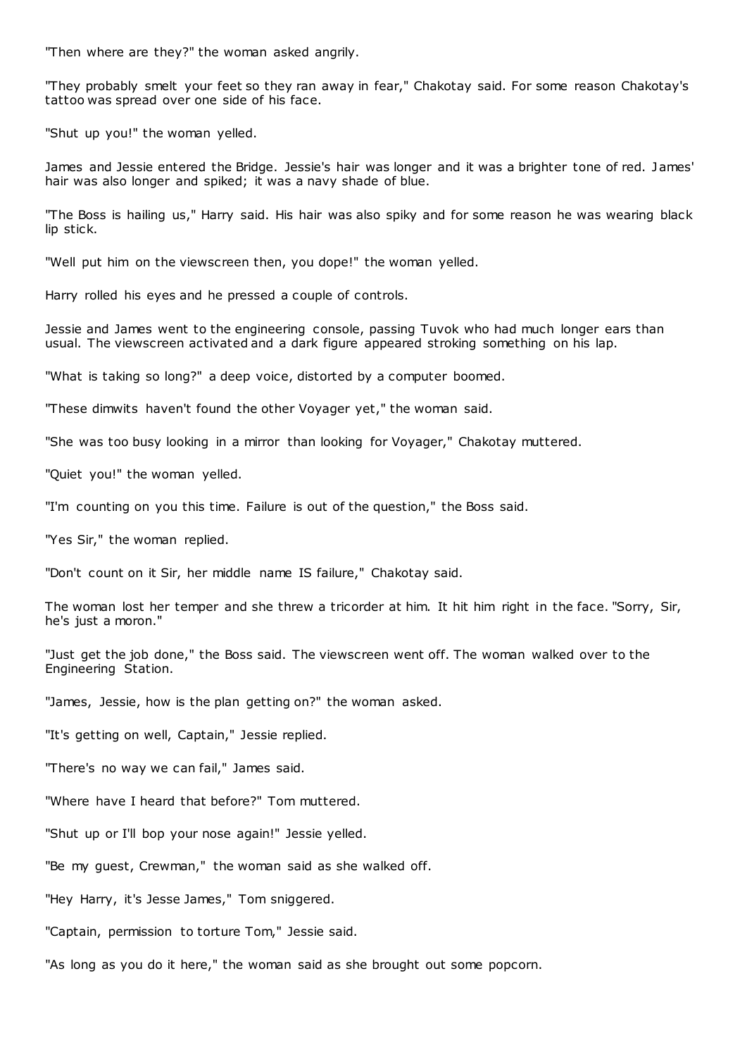"Then where are they?" the woman asked angrily.

"They probably smelt your feet so they ran away in fear," Chakotay said. For some reason Chakotay's tattoo was spread over one side of his face.

"Shut up you!" the woman yelled.

James and Jessie entered the Bridge. Jessie's hair was longer and it was a brighter tone of red. James' hair was also longer and spiked; it was a navy shade of blue.

"The Boss is hailing us," Harry said. His hair was also spiky and for some reason he was wearing black lip stick.

"Well put him on the viewscreen then, you dope!" the woman yelled.

Harry rolled his eyes and he pressed a couple of controls.

Jessie and James went to the engineering console, passing Tuvok who had much longer ears than usual. The viewscreen activated and a dark figure appeared stroking something on his lap.

"What is taking so long?" a deep voice, distorted by a computer boomed.

"These dimwits haven't found the other Voyager yet," the woman said.

"She was too busy looking in a mirror than looking for Voyager," Chakotay muttered.

"Quiet you!" the woman yelled.

"I'm counting on you this time. Failure is out of the question," the Boss said.

"Yes Sir," the woman replied.

"Don't count on it Sir, her middle name IS failure," Chakotay said.

The woman lost her temper and she threw a tricorder at him. It hit him right in the face. "Sorry, Sir, he's just a moron."

"Just get the job done," the Boss said. The viewscreen went off. The woman walked over to the Engineering Station.

"James, Jessie, how is the plan getting on?" the woman asked.

"It's getting on well, Captain," Jessie replied.

"There's no way we can fail," James said.

"Where have I heard that before?" Tom muttered.

"Shut up or I'll bop your nose again!" Jessie yelled.

"Be my guest, Crewman," the woman said as she walked off.

"Hey Harry, it's Jesse James," Tom sniggered.

"Captain, permission to torture Tom," Jessie said.

"As long as you do it here," the woman said as she brought out some popcorn.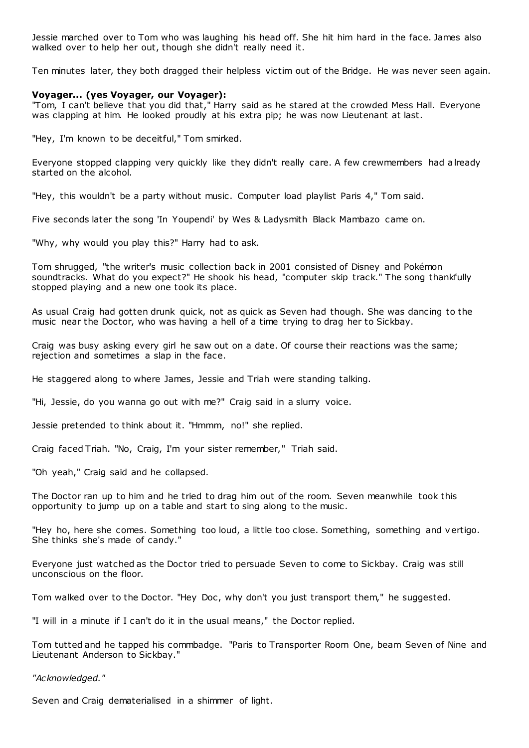Jessie marched over to Tom who was laughing his head off. She hit him hard in the face. James also walked over to help her out, though she didn't really need it.

Ten minutes later, they both dragged their helpless victim out of the Bridge. He was never seen again.

**Voyager... (yes Voyager, our Voyager):**

"Tom, I can't believe that you did that," Harry said as he stared at the crowded Mess Hall. Everyone was clapping at him. He looked proudly at his extra pip; he was now Lieutenant at last.

"Hey, I'm known to be deceitful," Tom smirked.

Everyone stopped clapping very quickly like they didn't really care. A few crewmembers had already started on the alcohol.

"Hey, this wouldn't be a party without music. Computer load playlist Paris 4," Tom said.

Five seconds later the song 'In Youpendi' by Wes & Ladysmith Black Mambazo came on.

"Why, why would you play this?" Harry had to ask.

Tom shrugged, "the writer's music collection back in 2001 consisted of Disney and Pokémon soundtracks. What do you expect?" He shook his head, "computer skip track." The song thankfully stopped playing and a new one took its place.

As usual Craig had gotten drunk quick, not as quick as Seven had though. She was dancing to the music near the Doctor, who was having a hell of a time trying to drag her to Sickbay.

Craig was busy asking every girl he saw out on a date. Of course their reactions was the same; rejection and sometimes a slap in the face.

He staggered along to where James, Jessie and Triah were standing talking.

"Hi, Jessie, do you wanna go out with me?" Craig said in a slurry voice.

Jessie pretended to think about it. "Hmmm, no!" she replied.

Craig faced Triah. "No, Craig, I'm your sister remember," Triah said.

"Oh yeah," Craig said and he collapsed.

The Doctor ran up to him and he tried to drag him out of the room. Seven meanwhile took this opportunity to jump up on a table and start to sing along to the music.

"Hey ho, here she comes. Something too loud, a little too close. Something, something and vertigo. She thinks she's made of candy."

Everyone just watched as the Doctor tried to persuade Seven to come to Sickbay. Craig was still unconscious on the floor.

Tom walked over to the Doctor. "Hey Doc, why don't you just transport them," he suggested.

"I will in a minute if I can't do it in the usual means," the Doctor replied.

Tom tutted and he tapped his commbadge. "Paris to Transporter Room One, beam Seven of Nine and Lieutenant Anderson to Sickbay."

*"Acknowledged."*

Seven and Craig dematerialised in a shimmer of light.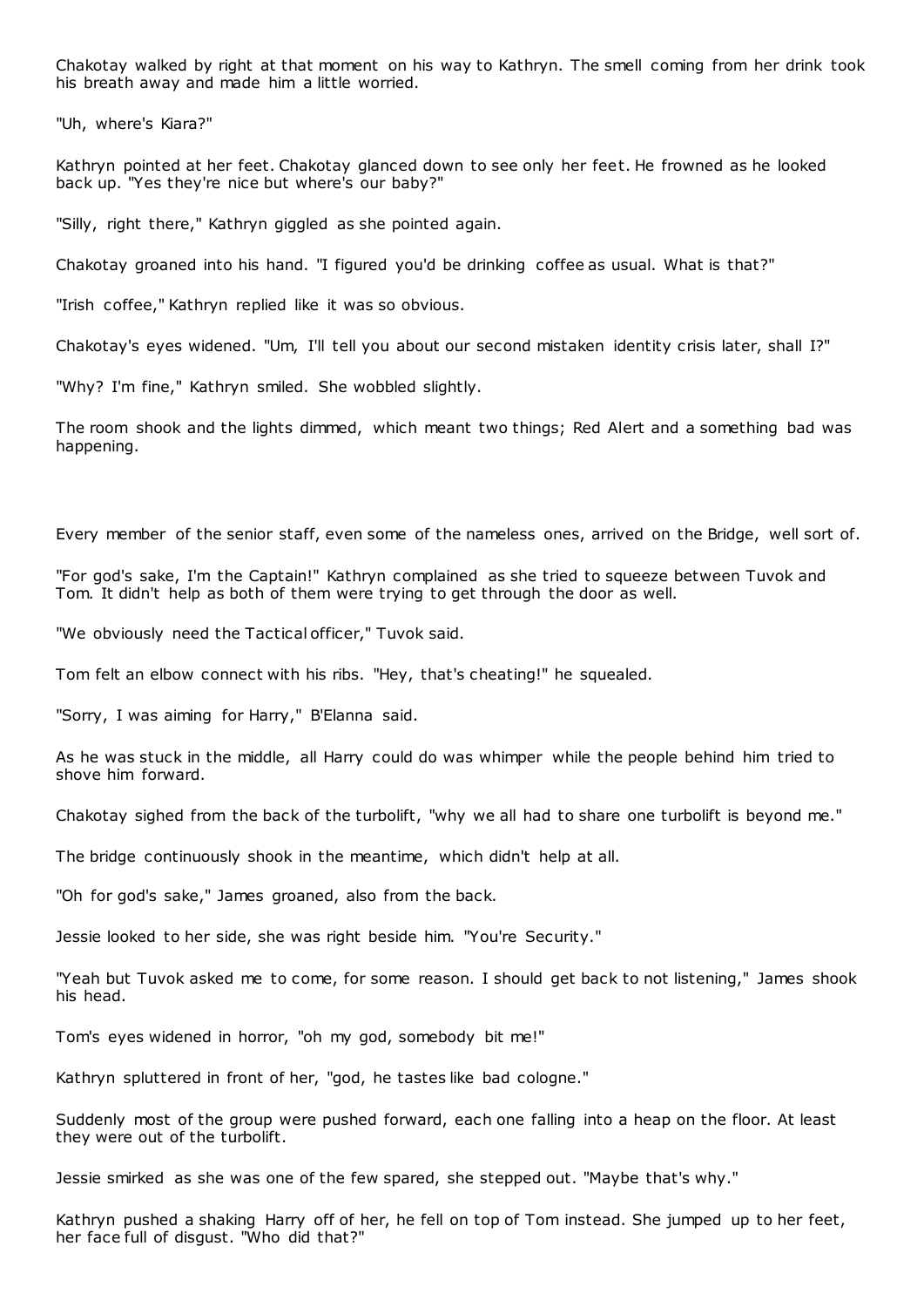Chakotay walked by right at that moment on his way to Kathryn. The smell coming from her drink took his breath away and made him a little worried.

"Uh, where's Kiara?"

Kathryn pointed at her feet. Chakotay glanced down to see only her feet. He frowned as he looked back up. "Yes they're nice but where's our baby?"

"Silly, right there," Kathryn giggled as she pointed again.

Chakotay groaned into his hand. "I figured you'd be drinking coffee as usual. What is that?"

"Irish coffee," Kathryn replied like it was so obvious.

Chakotay's eyes widened. "Um, I'll tell you about our second mistaken identity crisis later, shall I?"

"Why? I'm fine," Kathryn smiled. She wobbled slightly.

The room shook and the lights dimmed, which meant two things; Red Alert and a something bad was happening.

Every member of the senior staff, even some of the nameless ones, arrived on the Bridge, well sort of.

"For god's sake, I'm the Captain!" Kathryn complained as she tried to squeeze between Tuvok and Tom. It didn't help as both of them were trying to get through the door as well.

"We obviously need the Tactical officer," Tuvok said.

Tom felt an elbow connect with his ribs. "Hey, that's cheating!" he squealed.

"Sorry, I was aiming for Harry," B'Elanna said.

As he was stuck in the middle, all Harry could do was whimper while the people behind him tried to shove him forward.

Chakotay sighed from the back of the turbolift, "why we all had to share one turbolift is beyond me."

The bridge continuously shook in the meantime, which didn't help at all.

"Oh for god's sake," James groaned, also from the back.

Jessie looked to her side, she was right beside him. "You're Security."

"Yeah but Tuvok asked me to come, for some reason. I should get back to not listening," James shook his head.

Tom's eyes widened in horror, "oh my god, somebody bit me!"

Kathryn spluttered in front of her, "god, he tastes like bad cologne."

Suddenly most of the group were pushed forward, each one falling into a heap on the floor. At least they were out of the turbolift.

Jessie smirked as she was one of the few spared, she stepped out. "Maybe that's why."

Kathryn pushed a shaking Harry off of her, he fell on top of Tom instead. She jumped up to her feet, her face full of disgust. "Who did that?"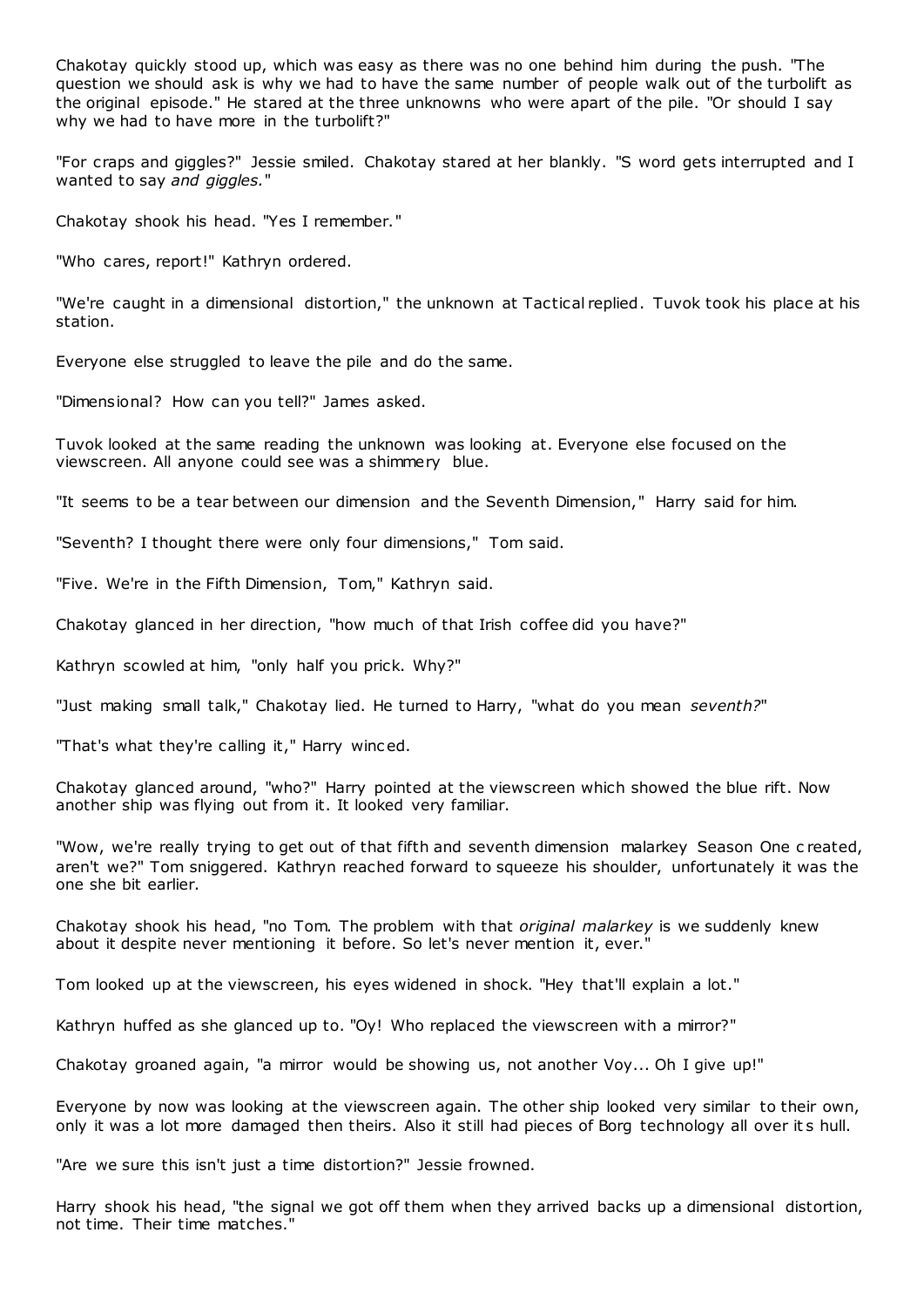Chakotay quickly stood up, which was easy as there was no one behind him during the push. "The question we should ask is why we had to have the same number of people walk out of the turbolift as the original episode." He stared at the three unknowns who were apart of the pile. "Or should I say why we had to have more in the turbolift?"

"For craps and giggles?" Jessie smiled. Chakotay stared at her blankly. "S word gets interrupted and I wanted to say *and giggles.*"

Chakotay shook his head. "Yes I remember."

"Who cares, report!" Kathryn ordered.

"We're caught in a dimensional distortion," the unknown at Tactical replied. Tuvok took his place at his station.

Everyone else struggled to leave the pile and do the same.

"Dimensional? How can you tell?" James asked.

Tuvok looked at the same reading the unknown was looking at. Everyone else focused on the viewscreen. All anyone could see was a shimmery blue.

"It seems to be a tear between our dimension and the Seventh Dimension," Harry said for him.

"Seventh? I thought there were only four dimensions," Tom said.

"Five. We're in the Fifth Dimension, Tom," Kathryn said.

Chakotay glanced in her direction, "how much of that Irish coffee did you have?"

Kathryn scowled at him, "only half you prick. Why?"

"Just making small talk," Chakotay lied. He turned to Harry, "what do you mean *seventh?*"

"That's what they're calling it," Harry winced.

Chakotay glanced around, "who?" Harry pointed at the viewscreen which showed the blue rift. Now another ship was flying out from it. It looked very familiar.

"Wow, we're really trying to get out of that fifth and seventh dimension malarkey Season One created, aren't we?" Tom sniggered. Kathryn reached forward to squeeze his shoulder, unfortunately it was the one she bit earlier.

Chakotay shook his head, "no Tom. The problem with that *original malarkey* is we suddenly knew about it despite never mentioning it before. So let's never mention it, ever."

Tom looked up at the viewscreen, his eyes widened in shock. "Hey that'll explain a lot."

Kathryn huffed as she glanced up to. "Oy! Who replaced the viewscreen with a mirror?"

Chakotay groaned again, "a mirror would be showing us, not another Voy... Oh I give up!"

Everyone by now was looking at the viewscreen again. The other ship looked very similar to their own, only it was a lot more damaged then theirs. Also it still had pieces of Borg technology all over its hull.

"Are we sure this isn't just a time distortion?" Jessie frowned.

Harry shook his head, "the signal we got off them when they arrived backs up a dimensional distortion, not time. Their time matches."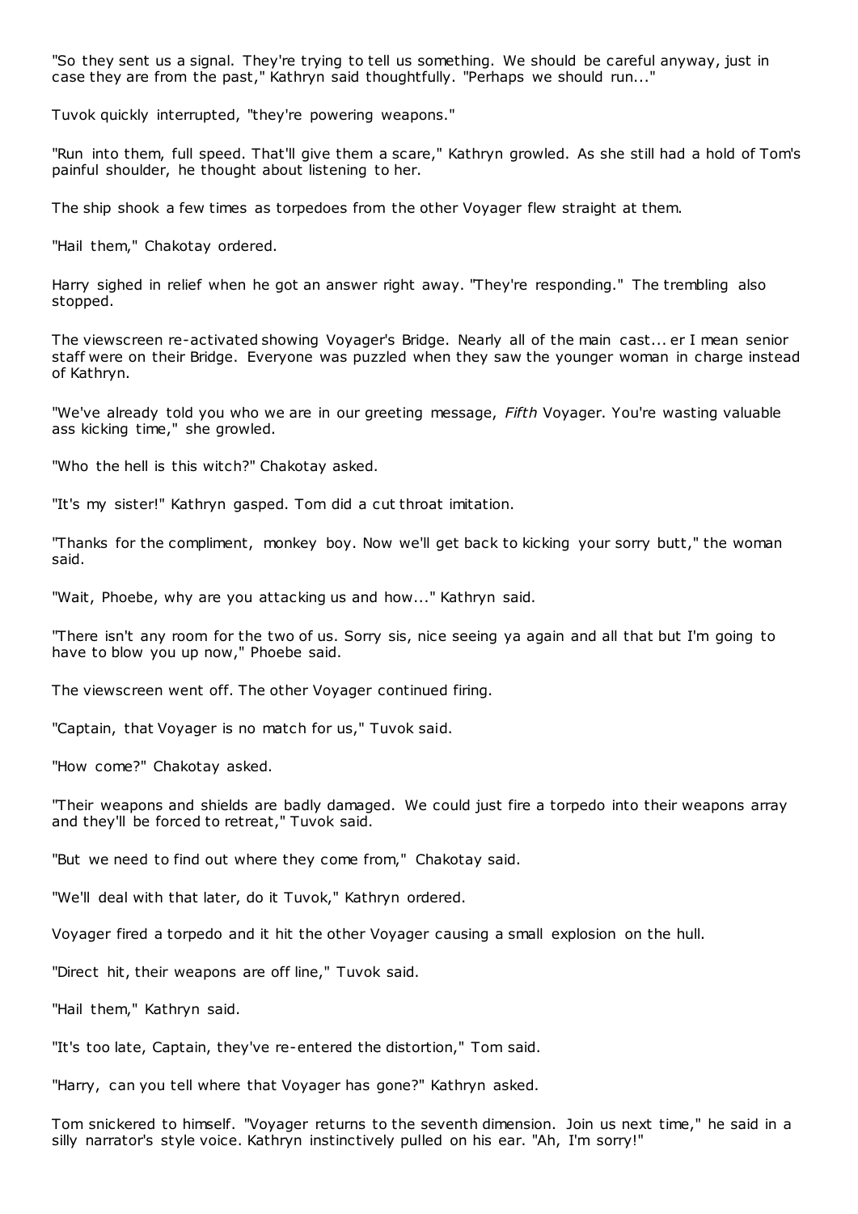"So they sent us a signal. They're trying to tell us something. We should be careful anyway, just in case they are from the past," Kathryn said thoughtfully. "Perhaps we should run..."

Tuvok quickly interrupted, "they're powering weapons."

"Run into them, full speed. That'll give them a scare," Kathryn growled. As she still had a hold of Tom's painful shoulder, he thought about listening to her.

The ship shook a few times as torpedoes from the other Voyager flew straight at them.

"Hail them," Chakotay ordered.

Harry sighed in relief when he got an answer right away. "They're responding." The trembling also stopped.

The viewscreen re-activated showing Voyager's Bridge. Nearly all of the main cast... er I mean senior staff were on their Bridge. Everyone was puzzled when they saw the younger woman in charge instead of Kathryn.

"We've already told you who we are in our greeting message, *Fifth* Voyager. You're wasting valuable ass kicking time," she growled.

"Who the hell is this witch?" Chakotay asked.

"It's my sister!" Kathryn gasped. Tom did a cut throat imitation.

"Thanks for the compliment, monkey boy. Now we'll get back to kicking your sorry butt," the woman said.

"Wait, Phoebe, why are you attacking us and how..." Kathryn said.

"There isn't any room for the two of us. Sorry sis, nice seeing ya again and all that but I'm going to have to blow you up now," Phoebe said.

The viewscreen went off. The other Voyager continued firing.

"Captain, that Voyager is no match for us," Tuvok said.

"How come?" Chakotay asked.

"Their weapons and shields are badly damaged. We could just fire a torpedo into their weapons array and they'll be forced to retreat," Tuvok said.

"But we need to find out where they come from," Chakotay said.

"We'll deal with that later, do it Tuvok," Kathryn ordered.

Voyager fired a torpedo and it hit the other Voyager causing a small explosion on the hull.

"Direct hit, their weapons are off line," Tuvok said.

"Hail them," Kathryn said.

"It's too late, Captain, they've re-entered the distortion," Tom said.

"Harry, can you tell where that Voyager has gone?" Kathryn asked.

Tom snickered to himself. "Voyager returns to the seventh dimension. Join us next time," he said in a silly narrator's style voice. Kathryn instinctively pulled on his ear. "Ah, I'm sorry!"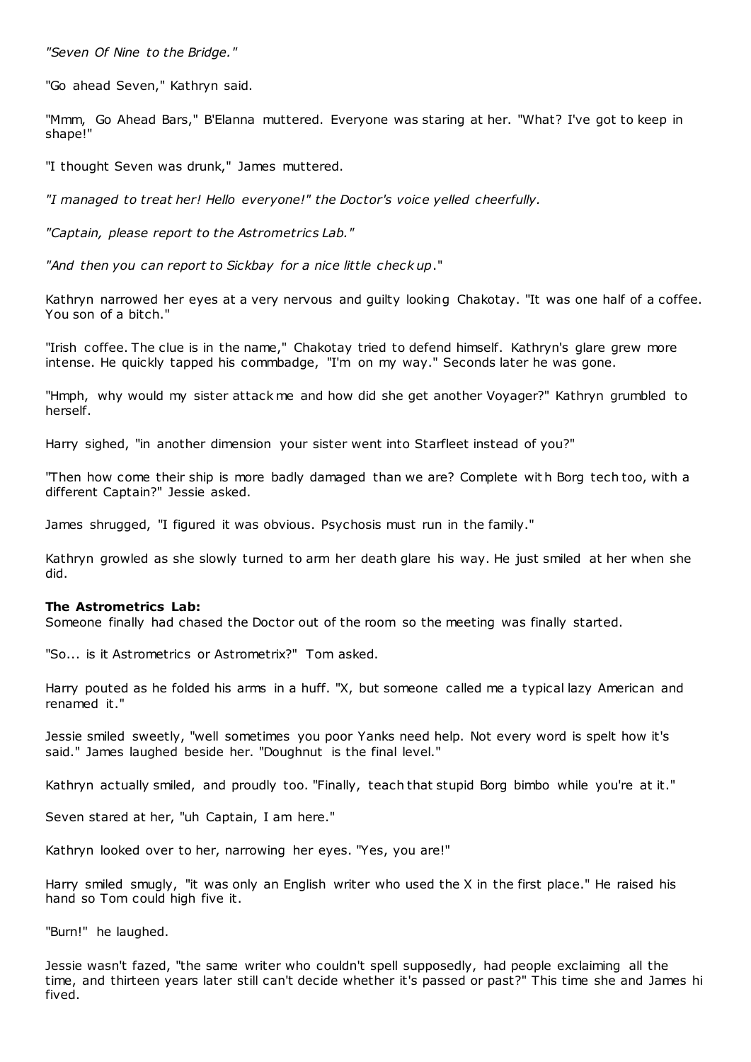*"Seven Of Nine to the Bridge."*

"Go ahead Seven," Kathryn said.

"Mmm, Go Ahead Bars," B'Elanna muttered. Everyone was staring at her. "What? I've got to keep in shape!"

"I thought Seven was drunk," James muttered.

*"I managed to treat her! Hello everyone!" the Doctor's voice yelled cheerfully.*

*"Captain, please report to the Astrometrics Lab."*

*"And then you can report to Sickbay for a nice little checkup."*

Kathryn narrowed her eyes at a very nervous and guilty looking Chakotay. "It was one half of a coffee. You son of a bitch."

"Irish coffee. The clue is in the name," Chakotay tried to defend himself. Kathryn's glare grew more intense. He quickly tapped his commbadge, "I'm on my way." Seconds later he was gone.

"Hmph, why would my sister attack me and how did she get another Voyager?" Kathryn grumbled to herself.

Harry sighed, "in another dimension your sister went into Starfleet instead of you?"

"Then how come their ship is more badly damaged than we are? Complete with Borg tech too, with a different Captain?" Jessie asked.

James shrugged, "I figured it was obvious. Psychosis must run in the family."

Kathryn growled as she slowly turned to arm her death glare his way. He just smiled at her when she did.

**The Astrometrics Lab:**
Someone finally had chased the Doctor out of the room so the meeting was finally started.

"So... is it Astrometrics or Astrometrix?" Tom asked.

Harry pouted as he folded his arms in a huff. "X, but someone called me a typical lazy American and renamed it."

Jessie smiled sweetly, "well sometimes you poor Yanks need help. Not every word is spelt how it's said." James laughed beside her. "Doughnut is the final level."

Kathryn actually smiled, and proudly too. "Finally, teach that stupid Borg bimbo while you're at it."

Seven stared at her, "uh Captain, I am here."

Kathryn looked over to her, narrowing her eyes. "Yes, you are!"

Harry smiled smugly, "it was only an English writer who used the X in the first place." He raised his hand so Tom could high five it.

"Burn!" he laughed.

Jessie wasn't fazed, "the same writer who couldn't spell supposedly, had people exclaiming all the time, and thirteen years later still can't decide whether it's passed or past?" This time she and James hi fived.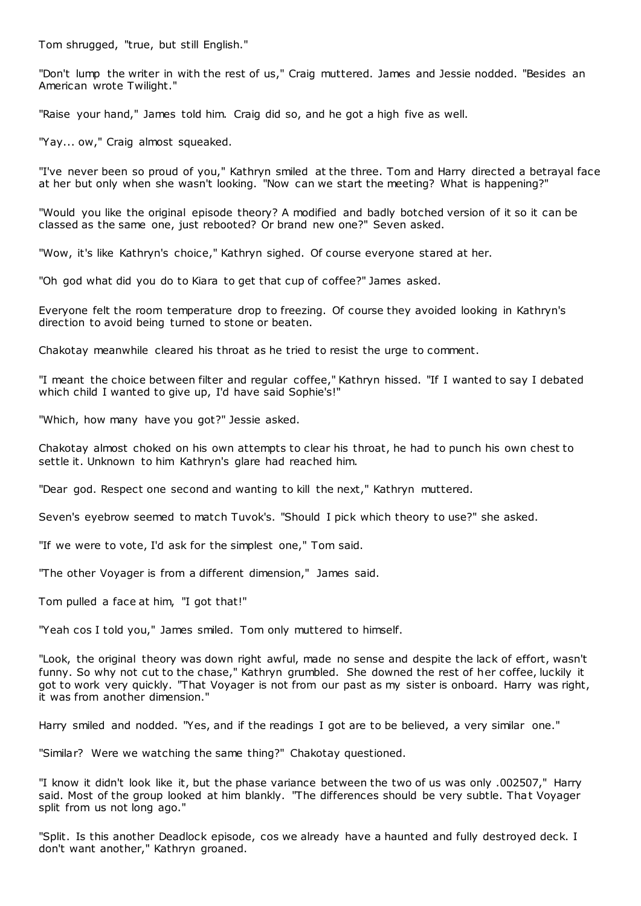Tom shrugged, "true, but still English."

"Don't lump the writer in with the rest of us," Craig muttered. James and Jessie nodded. "Besides an American wrote Twilight."

"Raise your hand," James told him. Craig did so, and he got a high five as well.

"Yay... ow," Craig almost squeaked.

"I've never been so proud of you," Kathryn smiled at the three. Tom and Harry directed a betrayal face at her but only when she wasn't looking. "Now can we start the meeting? What is happening?"

"Would you like the original episode theory? A modified and badly botched version of it so it can be classed as the same one, just rebooted? Or brand new one?" Seven asked.

"Wow, it's like Kathryn's choice," Kathryn sighed. Of course everyone stared at her.

"Oh god what did you do to Kiara to get that cup of coffee?" James asked.

Everyone felt the room temperature drop to freezing. Of course they avoided looking in Kathryn's direction to avoid being turned to stone or beaten.

Chakotay meanwhile cleared his throat as he tried to resist the urge to comment.

"I meant the choice between filter and regular coffee," Kathryn hissed. "If I wanted to say I debated which child I wanted to give up, I'd have said Sophie's!"

"Which, how many have you got?" Jessie asked.

Chakotay almost choked on his own attempts to clear his throat, he had to punch his own chest to settle it. Unknown to him Kathryn's glare had reached him.

"Dear god. Respect one second and wanting to kill the next," Kathryn muttered.

Seven's eyebrow seemed to match Tuvok's. "Should I pick which theory to use?" she asked.

"If we were to vote, I'd ask for the simplest one," Tom said.

"The other Voyager is from a different dimension," James said.

Tom pulled a face at him, "I got that!"

"Yeah cos I told you," James smiled. Tom only muttered to himself.

"Look, the original theory was down right awful, made no sense and despite the lack of effort, wasn't funny. So why not cut to the chase," Kathryn grumbled. She downed the rest of her coffee, luckily it got to work very quickly. "That Voyager is not from our past as my sister is onboard. Harry was right, it was from another dimension."

Harry smiled and nodded. "Yes, and if the readings I got are to be believed, a very similar one."

"Similar? Were we watching the same thing?" Chakotay questioned.

"I know it didn't look like it, but the phase variance between the two of us was only .002507," Harry said. Most of the group looked at him blankly. "The differences should be very subtle. That Voyager split from us not long ago."

"Split. Is this another Deadlock episode, cos we already have a haunted and fully destroyed deck. I don't want another," Kathryn groaned.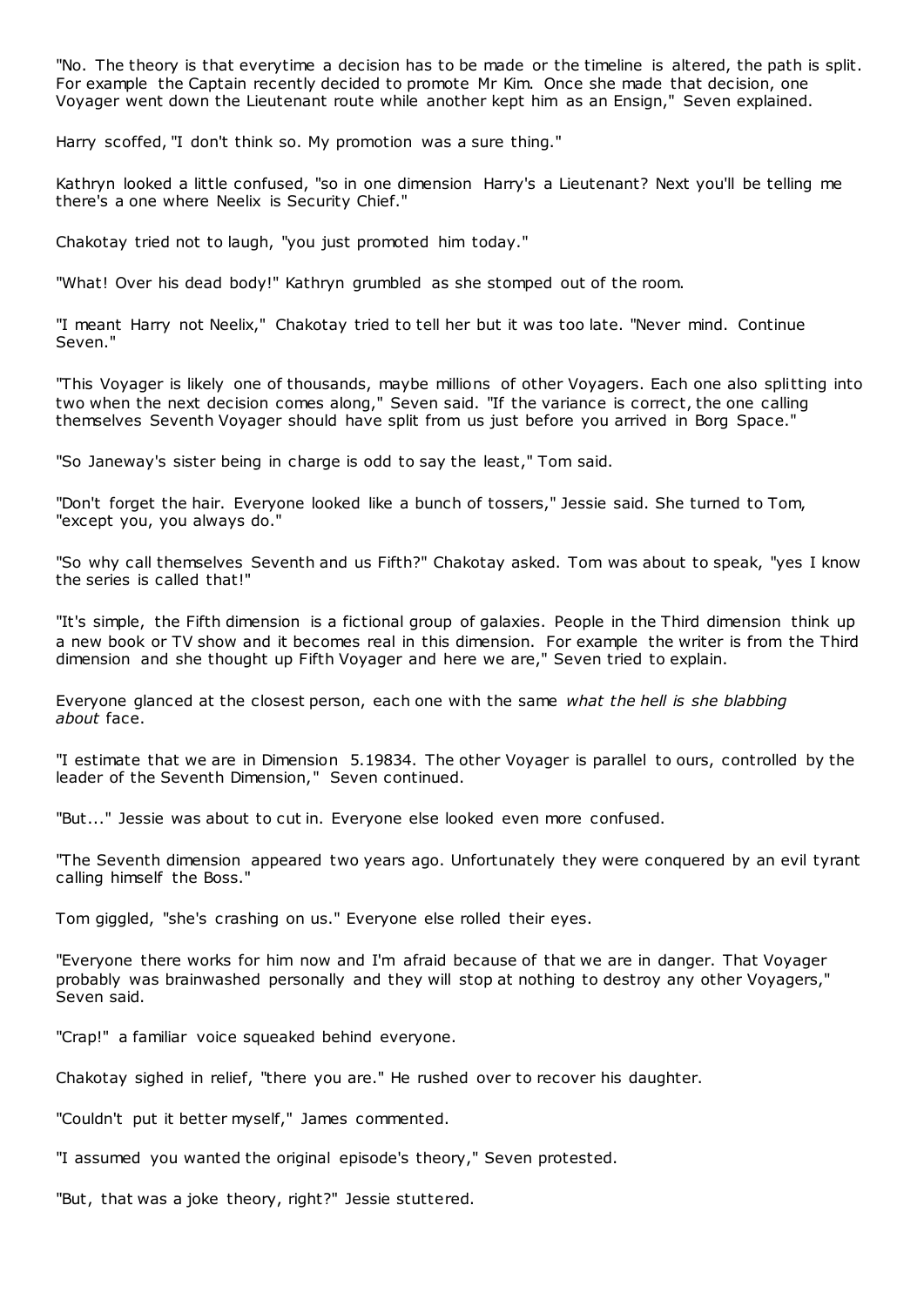"No. The theory is that everytime a decision has to be made or the timeline is altered, the path is split. For example the Captain recently decided to promote Mr Kim. Once she made that decision, one Voyager went down the Lieutenant route while another kept him as an Ensign," Seven explained.

Harry scoffed, "I don't think so. My promotion was a sure thing."

Kathryn looked a little confused, "so in one dimension Harry's a Lieutenant? Next you'll be telling me there's a one where Neelix is Security Chief."

Chakotay tried not to laugh, "you just promoted him today."

"What! Over his dead body!" Kathryn grumbled as she stomped out of the room.

"I meant Harry not Neelix," Chakotay tried to tell her but it was too late. "Never mind. Continue Seven."

"This Voyager is likely one of thousands, maybe millions of other Voyagers. Each one also splitting into two when the next decision comes along," Seven said. "If the variance is correct, the one calling themselves Seventh Voyager should have split from us just before you arrived in Borg Space."

"So Janeway's sister being in charge is odd to say the least," Tom said.

"Don't forget the hair. Everyone looked like a bunch of tossers," Jessie said. She turned to Tom, "except you, you always do."

"So why call themselves Seventh and us Fifth?" Chakotay asked. Tom was about to speak, "yes I know the series is called that!"

"It's simple, the Fifth dimension is a fictional group of galaxies. People in the Third dimension think up a new book or TV show and it becomes real in this dimension. For example the writer is from the Third dimension and she thought up Fifth Voyager and here we are," Seven tried to explain.

Everyone glanced at the closest person, each one with the same *what the hell is she blabbing about* face.

"I estimate that we are in Dimension 5.19834. The other Voyager is parallel to ours, controlled by the leader of the Seventh Dimension," Seven continued.

"But..." Jessie was about to cut in. Everyone else looked even more confused.

"The Seventh dimension appeared two years ago. Unfortunately they were conquered by an evil tyrant calling himself the Boss."

Tom giggled, "she's crashing on us." Everyone else rolled their eyes.

"Everyone there works for him now and I'm afraid because of that we are in danger. That Voyager probably was brainwashed personally and they will stop at nothing to destroy any other Voyagers," Seven said.

"Crap!" a familiar voice squeaked behind everyone.

Chakotay sighed in relief, "there you are." He rushed over to recover his daughter.

"Couldn't put it better myself," James commented.

"I assumed you wanted the original episode's theory," Seven protested.

"But, that was a joke theory, right?" Jessie stuttered.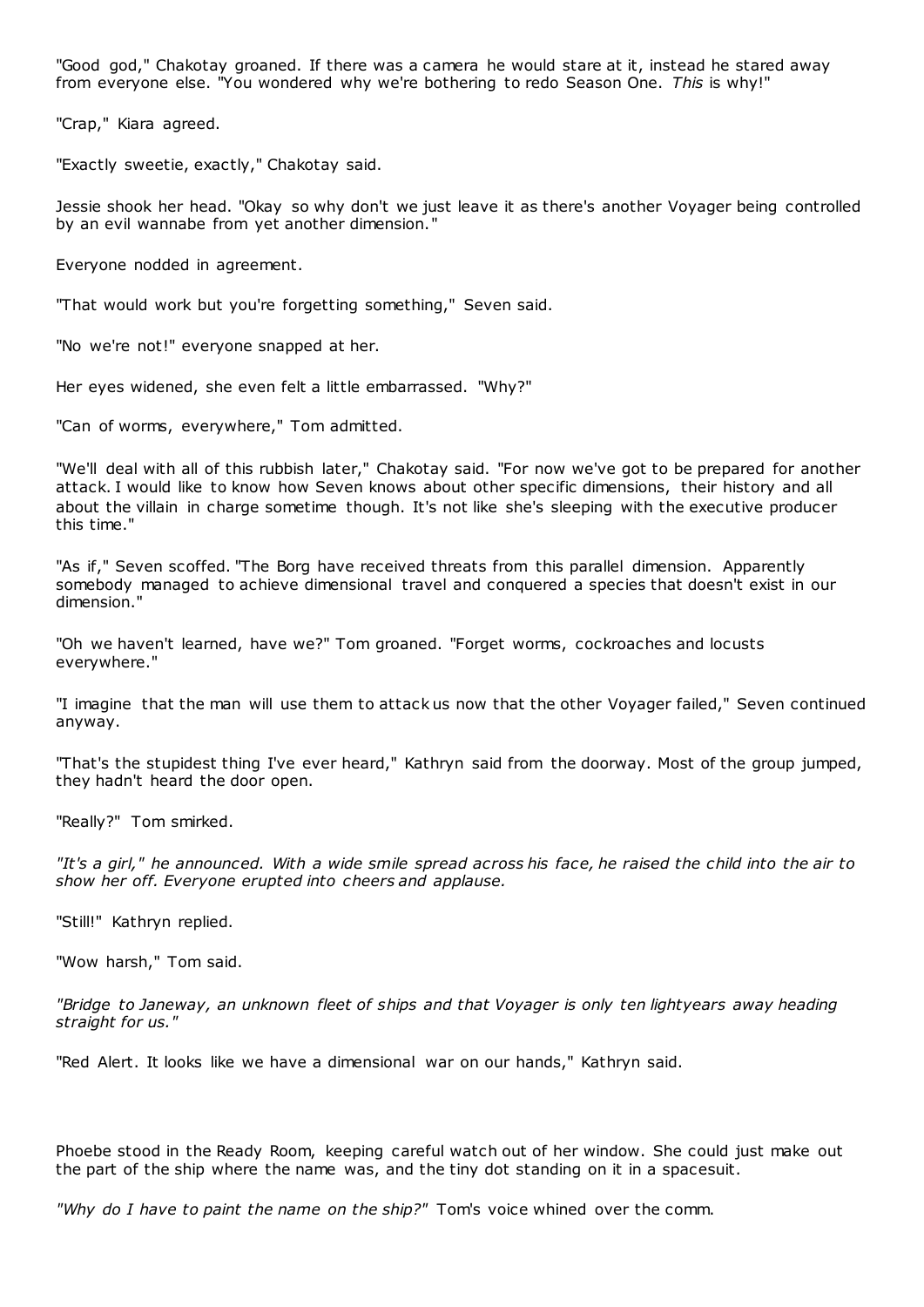"Good god," Chakotay groaned. If there was a camera he would stare at it, instead he stared away from everyone else. "You wondered why we're bothering to redo Season One. *This* is why!"

"Crap," Kiara agreed.

"Exactly sweetie, exactly," Chakotay said.

Jessie shook her head. "Okay so why don't we just leave it as there's another Voyager being controlled by an evil wannabe from yet another dimension."

Everyone nodded in agreement.

"That would work but you're forgetting something," Seven said.

"No we're not!" everyone snapped at her.

Her eyes widened, she even felt a little embarrassed. "Why?"

"Can of worms, everywhere," Tom admitted.

"We'll deal with all of this rubbish later," Chakotay said. "For now we've got to be prepared for another attack. I would like to know how Seven knows about other specific dimensions, their history and all about the villain in charge sometime though. It's not like she's sleeping with the executive producer this time."

"As if," Seven scoffed. "The Borg have received threats from this parallel dimension. Apparently somebody managed to achieve dimensional travel and conquered a species that doesn't exist in our dimension."

"Oh we haven't learned, have we?" Tom groaned. "Forget worms, cockroaches and locusts everywhere."

"I imagine that the man will use them to attack us now that the other Voyager failed," Seven continued anyway.

"That's the stupidest thing I've ever heard," Kathryn said from the doorway. Most of the group jumped, they hadn't heard the door open.

"Really?" Tom smirked.

*"It's a girl," he announced. With a wide smile spread across his face, he raised the child into the air to show her off. Everyone erupted into cheers and applause.*

"Still!" Kathryn replied.

"Wow harsh," Tom said.

*"Bridge to Janeway, an unknown fleet of ships and that Voyager is only ten lightyears away heading straight for us."*

"Red Alert. It looks like we have a dimensional war on our hands," Kathryn said.

Phoebe stood in the Ready Room, keeping careful watch out of her window. She could just make out the part of the ship where the name was, and the tiny dot standing on it in a spacesuit.

*"Why do I have to paint the name on the ship?"* Tom's voice whined over the comm.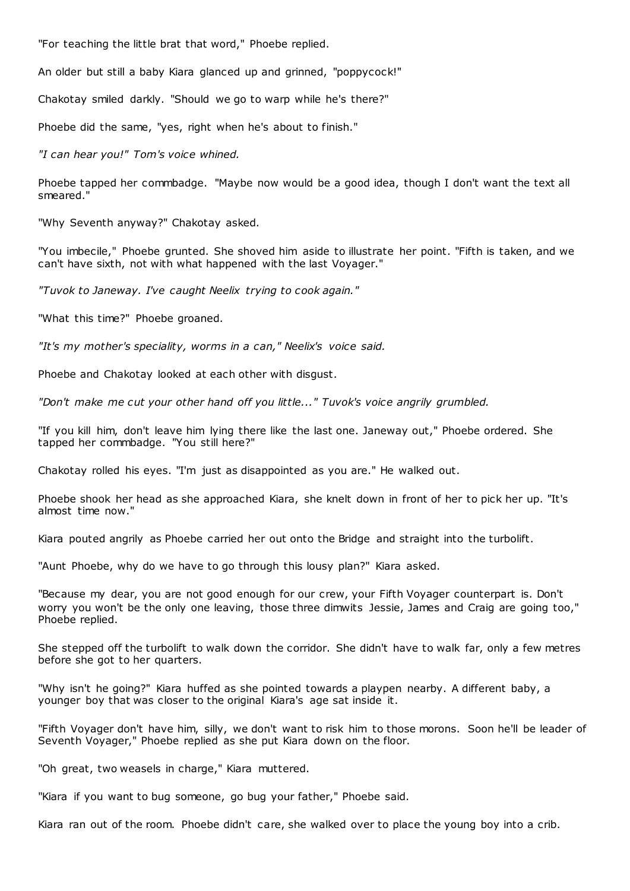"For teaching the little brat that word," Phoebe replied.

An older but still a baby Kiara glanced up and grinned, "poppycock!"

Chakotay smiled darkly. "Should we go to warp while he's there?"

Phoebe did the same, "yes, right when he's about to finish."

*"I can hear you!" Tom's voice whined.*

Phoebe tapped her commbadge. "Maybe now would be a good idea, though I don't want the text all smeared."

"Why Seventh anyway?" Chakotay asked.

"You imbecile," Phoebe grunted. She shoved him aside to illustrate her point. "Fifth is taken, and we can't have sixth, not with what happened with the last Voyager."

*"Tuvok to Janeway. I've caught Neelix trying to cook again."*

"What this time?" Phoebe groaned.

*"It's my mother's speciality, worms in a can," Neelix's voice said.*

Phoebe and Chakotay looked at each other with disgust.

*"Don't make me cut your other hand off you little..." Tuvok's voice angrily grumbled.*

"If you kill him, don't leave him lying there like the last one. Janeway out," Phoebe ordered. She tapped her commbadge. "You still here?"

Chakotay rolled his eyes. "I'm just as disappointed as you are." He walked out.

Phoebe shook her head as she approached Kiara, she knelt down in front of her to pick her up. "It's almost time now."

Kiara pouted angrily as Phoebe carried her out onto the Bridge and straight into the turbolift.

"Aunt Phoebe, why do we have to go through this lousy plan?" Kiara asked.

"Because my dear, you are not good enough for our crew, your Fifth Voyager counterpart is. Don't worry you won't be the only one leaving, those three dimwits Jessie, James and Craig are going too," Phoebe replied.

She stepped off the turbolift to walk down the corridor. She didn't have to walk far, only a few metres before she got to her quarters.

"Why isn't he going?" Kiara huffed as she pointed towards a playpen nearby. A different baby, a younger boy that was closer to the original Kiara's age sat inside it.

"Fifth Voyager don't have him, silly, we don't want to risk him to those morons. Soon he'll be leader of Seventh Voyager," Phoebe replied as she put Kiara down on the floor.

"Oh great, two weasels in charge," Kiara muttered.

"Kiara if you want to bug someone, go bug your father," Phoebe said.

Kiara ran out of the room. Phoebe didn't care, she walked over to place the young boy into a crib.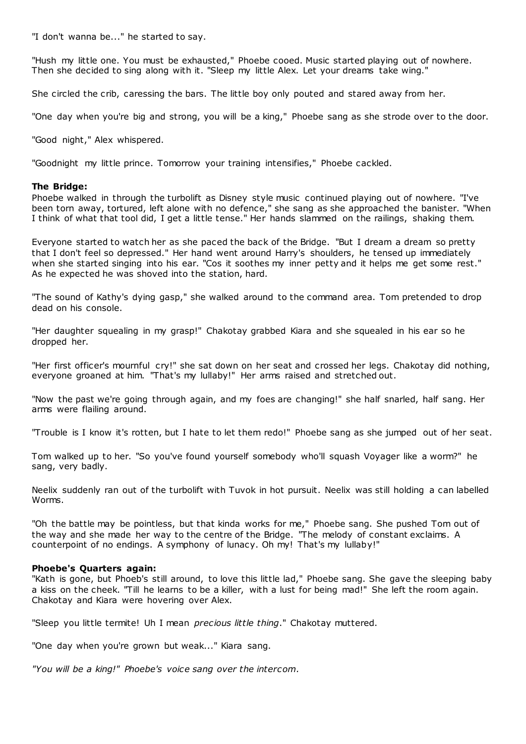"I don't wanna be..." he started to say.

"Hush my little one. You must be exhausted," Phoebe cooed. Music started playing out of nowhere. Then she decided to sing along with it. "Sleep my little Alex. Let your dreams take wing."

She circled the crib, caressing the bars. The little boy only pouted and stared away from her.

"One day when you're big and strong, you will be a king," Phoebe sang as she strode over to the door.

"Good night," Alex whispered.

"Goodnight my little prince. Tomorrow your training intensifies," Phoebe cackled.

**The Bridge:**
Phoebe walked in through the turbolift as Disney style music continued playing out of nowhere. "I've been torn away, tortured, left alone with no defence," she sang as she approached the banister. "When I think of what that tool did, I get a little tense." Her hands slammed on the railings, shaking them.

Everyone started to watch her as she paced the back of the Bridge. "But I dream a dream so pretty that I don't feel so depressed." Her hand went around Harry's shoulders, he tensed up immediately when she started singing into his ear. "Cos it soothes my inner petty and it helps me get some rest." As he expected he was shoved into the station, hard.

"The sound of Kathy's dying gasp," she walked around to the command area. Tom pretended to drop dead on his console.

"Her daughter squealing in my grasp!" Chakotay grabbed Kiara and she squealed in his ear so he dropped her.

"Her first officer's mournful cry!" she sat down on her seat and crossed her legs. Chakotay did nothing, everyone groaned at him. "That's my lullaby!" Her arms raised and stretched out.

"Now the past we're going through again, and my foes are changing!" she half snarled, half sang. Her arms were flailing around.

"Trouble is I know it's rotten, but I hate to let them redo!" Phoebe sang as she jumped out of her seat.

Tom walked up to her. "So you've found yourself somebody who'll squash Voyager like a worm?" he sang, very badly.

Neelix suddenly ran out of the turbolift with Tuvok in hot pursuit. Neelix was still holding a can labelled Worms.

"Oh the battle may be pointless, but that kinda works for me," Phoebe sang. She pushed Tom out of the way and she made her way to the centre of the Bridge. "The melody of constant exclaims. A counterpoint of no endings. A symphony of lunacy. Oh my! That's my lullaby!"

**Phoebe's Quarters again:**
"Kath is gone, but Phoeb's still around, to love this little lad," Phoebe sang. She gave the sleeping baby a kiss on the cheek. "Till he learns to be a killer, with a lust for being mad!" She left the room again. Chakotay and Kiara were hovering over Alex.

"Sleep you little termite! Uh I mean *precious little thing*." Chakotay muttered.

"One day when you're grown but weak..." Kiara sang.

*"You will be a king!" Phoebe's voice sang over the intercom.*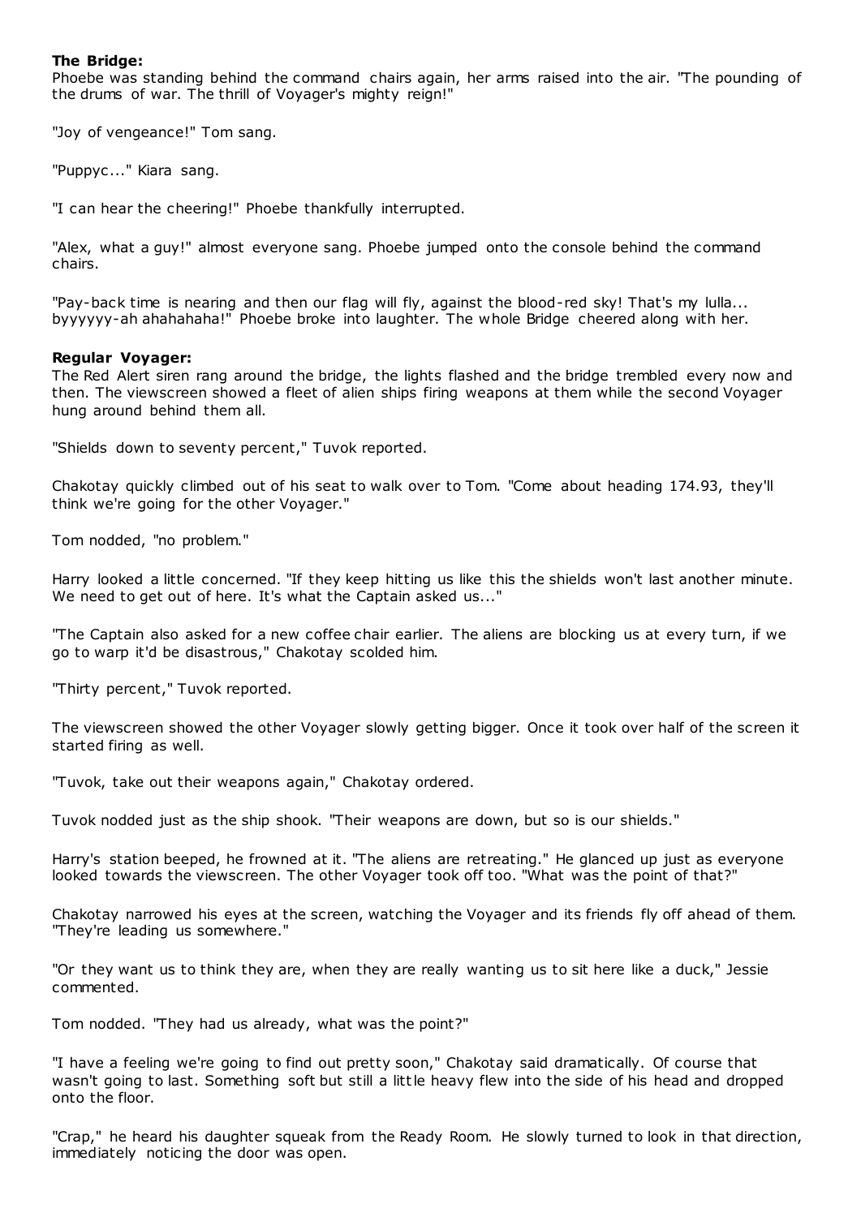**The Bridge:**

Phoebe was standing behind the command chairs again, her arms raised into the air. "The pounding of the drums of war. The thrill of Voyager's mighty reign!"

"Joy of vengeance!" Tom sang.

"Puppyc..." Kiara sang.

"I can hear the cheering!" Phoebe thankfully interrupted.

"Alex, what a guy!" almost everyone sang. Phoebe jumped onto the console behind the command chairs.

"Pay-back time is nearing and then our flag will fly, against the blood-red sky! That's my lulla... byyyyyy-ah ahahahaha!" Phoebe broke into laughter. The whole Bridge cheered along with her.

**Regular Voyager:**

The Red Alert siren rang around the bridge, the lights flashed and the bridge trembled every now and then. The viewscreen showed a fleet of alien ships firing weapons at them while the second Voyager hung around behind them all.

"Shields down to seventy percent," Tuvok reported.

Chakotay quickly climbed out of his seat to walk over to Tom. "Come about heading 174.93, they'll think we're going for the other Voyager."

Tom nodded, "no problem."

Harry looked a little concerned. "If they keep hitting us like this the shields won't last another minute. We need to get out of here. It's what the Captain asked us..."

"The Captain also asked for a new coffee chair earlier. The aliens are blocking us at every turn, if we go to warp it'd be disastrous," Chakotay scolded him.

"Thirty percent," Tuvok reported.

The viewscreen showed the other Voyager slowly getting bigger. Once it took over half of the screen it started firing as well.

"Tuvok, take out their weapons again," Chakotay ordered.

Tuvok nodded just as the ship shook. "Their weapons are down, but so is our shields."

Harry's station beeped, he frowned at it. "The aliens are retreating." He glanced up just as everyone looked towards the viewscreen. The other Voyager took off too. "What was the point of that?"

Chakotay narrowed his eyes at the screen, watching the Voyager and its friends fly off ahead of them. "They're leading us somewhere."

"Or they want us to think they are, when they are really wanting us to sit here like a duck," Jessie commented.

Tom nodded. "They had us already, what was the point?"

"I have a feeling we're going to find out pretty soon," Chakotay said dramatically. Of course that wasn't going to last. Something soft but still a little heavy flew into the side of his head and dropped onto the floor.

"Crap," he heard his daughter squeak from the Ready Room. He slowly turned to look in that direction, immediately noticing the door was open.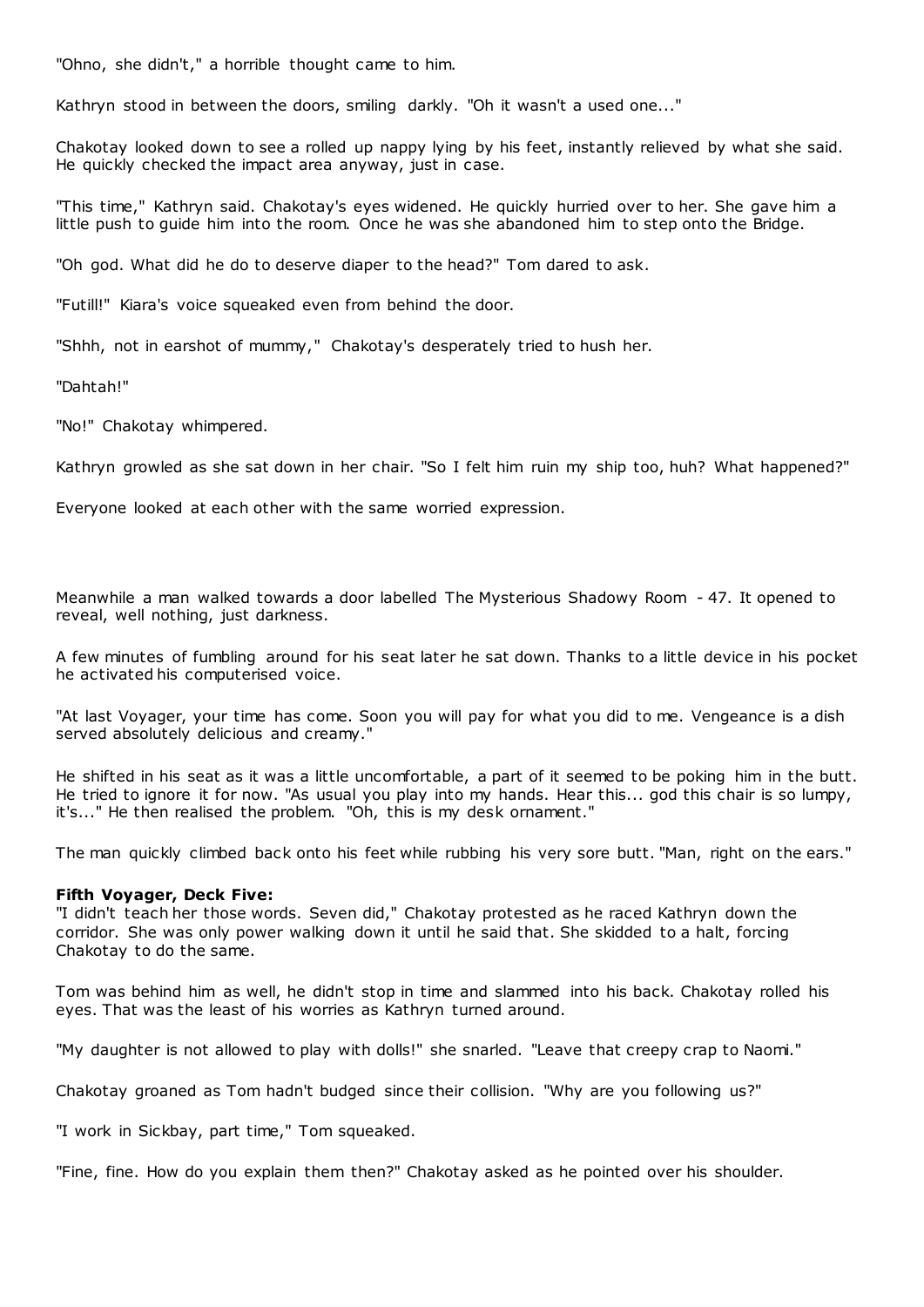"Ohno, she didn't," a horrible thought came to him.

Kathryn stood in between the doors, smiling darkly. "Oh it wasn't a used one..."

Chakotay looked down to see a rolled up nappy lying by his feet, instantly relieved by what she said. He quickly checked the impact area anyway, just in case.

"This time," Kathryn said. Chakotay's eyes widened. He quickly hurried over to her. She gave him a little push to guide him into the room. Once he was she abandoned him to step onto the Bridge.

"Oh god. What did he do to deserve diaper to the head?" Tom dared to ask.

"Futill!" Kiara's voice squeaked even from behind the door.

"Shhh, not in earshot of mummy," Chakotay's desperately tried to hush her.

"Dahtah!"

"No!" Chakotay whimpered.

Kathryn growled as she sat down in her chair. "So I felt him ruin my ship too, huh? What happened?"

Everyone looked at each other with the same worried expression.

Meanwhile a man walked towards a door labelled The Mysterious Shadowy Room - 47. It opened to reveal, well nothing, just darkness.

A few minutes of fumbling around for his seat later he sat down. Thanks to a little device in his pocket he activated his computerised voice.

"At last Voyager, your time has come. Soon you will pay for what you did to me. Vengeance is a dish served absolutely delicious and creamy."

He shifted in his seat as it was a little uncomfortable, a part of it seemed to be poking him in the butt. He tried to ignore it for now. "As usual you play into my hands. Hear this... god this chair is so lumpy, it's..." He then realised the problem. "Oh, this is my desk ornament."

The man quickly climbed back onto his feet while rubbing his very sore butt. "Man, right on the ears."

**Fifth Voyager, Deck Five:**
"I didn't teach her those words. Seven did," Chakotay protested as he raced Kathryn down the corridor. She was only power walking down it until he said that. She skidded to a halt, forcing Chakotay to do the same.

Tom was behind him as well, he didn't stop in time and slammed into his back. Chakotay rolled his eyes. That was the least of his worries as Kathryn turned around.

"My daughter is not allowed to play with dolls!" she snarled. "Leave that creepy crap to Naomi."

Chakotay groaned as Tom hadn't budged since their collision. "Why are you following us?"

"I work in Sickbay, part time," Tom squeaked.

"Fine, fine. How do you explain them then?" Chakotay asked as he pointed over his shoulder.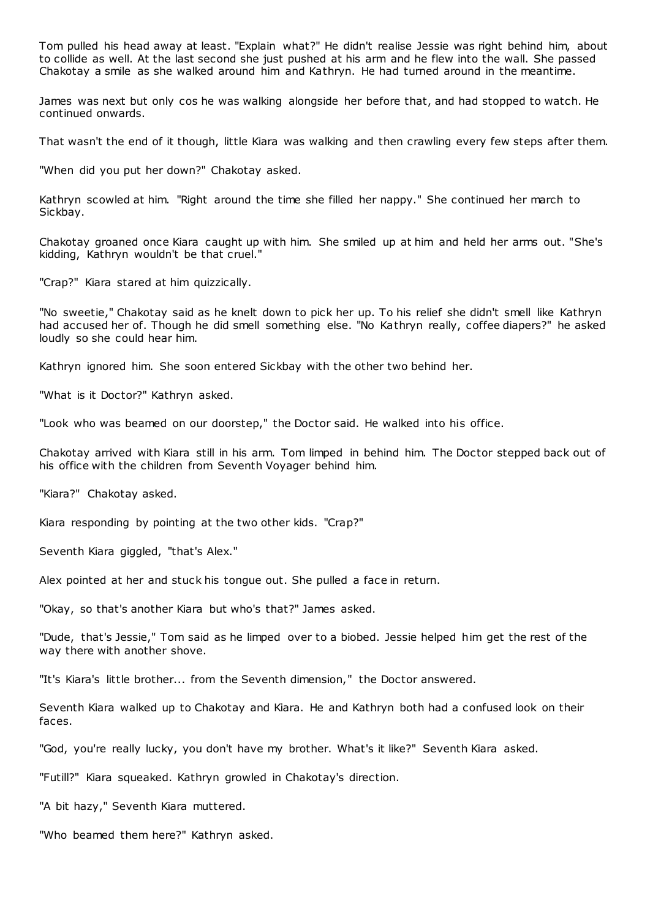Tom pulled his head away at least. "Explain what?" He didn't realise Jessie was right behind him, about to collide as well. At the last second she just pushed at his arm and he flew into the wall. She passed Chakotay a smile as she walked around him and Kathryn. He had turned around in the meantime.

James was next but only cos he was walking alongside her before that, and had stopped to watch. He continued onwards.

That wasn't the end of it though, little Kiara was walking and then crawling every few steps after them.

"When did you put her down?" Chakotay asked.

Kathryn scowled at him. "Right around the time she filled her nappy." She continued her march to Sickbay.

Chakotay groaned once Kiara caught up with him. She smiled up at him and held her arms out. "She's kidding, Kathryn wouldn't be that cruel."

"Crap?" Kiara stared at him quizzically.

"No sweetie," Chakotay said as he knelt down to pick her up. To his relief she didn't smell like Kathryn had accused her of. Though he did smell something else. "No Kathryn really, coffee diapers?" he asked loudly so she could hear him.

Kathryn ignored him. She soon entered Sickbay with the other two behind her.

"What is it Doctor?" Kathryn asked.

"Look who was beamed on our doorstep," the Doctor said. He walked into his office.

Chakotay arrived with Kiara still in his arm. Tom limped in behind him. The Doctor stepped back out of his office with the children from Seventh Voyager behind him.

"Kiara?" Chakotay asked.

Kiara responding by pointing at the two other kids. "Crap?"

Seventh Kiara giggled, "that's Alex."

Alex pointed at her and stuck his tongue out. She pulled a face in return.

"Okay, so that's another Kiara but who's that?" James asked.

"Dude, that's Jessie," Tom said as he limped over to a biobed. Jessie helped him get the rest of the way there with another shove.

"It's Kiara's little brother... from the Seventh dimension," the Doctor answered.

Seventh Kiara walked up to Chakotay and Kiara. He and Kathryn both had a confused look on their faces.

"God, you're really lucky, you don't have my brother. What's it like?" Seventh Kiara asked.

"Futill?" Kiara squeaked. Kathryn growled in Chakotay's direction.

"A bit hazy," Seventh Kiara muttered.

"Who beamed them here?" Kathryn asked.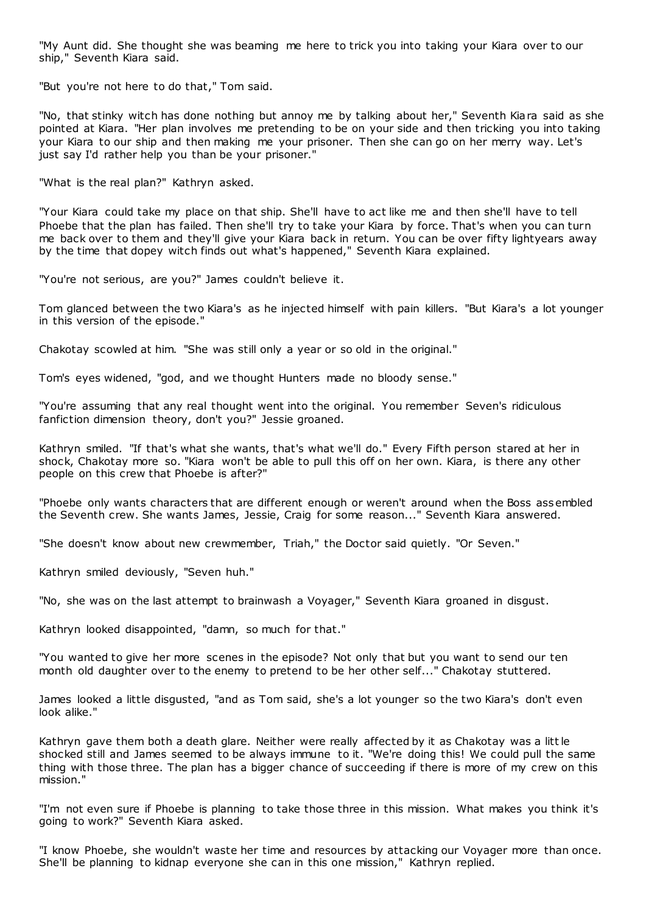"My Aunt did. She thought she was beaming me here to trick you into taking your Kiara over to our ship," Seventh Kiara said.

"But you're not here to do that," Tom said.

"No, that stinky witch has done nothing but annoy me by talking about her," Seventh Kiara said as she pointed at Kiara. "Her plan involves me pretending to be on your side and then tricking you into taking your Kiara to our ship and then making me your prisoner. Then she can go on her merry way. Let's just say I'd rather help you than be your prisoner."

"What is the real plan?" Kathryn asked.

"Your Kiara could take my place on that ship. She'll have to act like me and then she'll have to tell Phoebe that the plan has failed. Then she'll try to take your Kiara by force. That's when you can turn me back over to them and they'll give your Kiara back in return. You can be over fifty lightyears away by the time that dopey witch finds out what's happened," Seventh Kiara explained.

"You're not serious, are you?" James couldn't believe it.

Tom glanced between the two Kiara's as he injected himself with pain killers. "But Kiara's a lot younger in this version of the episode."

Chakotay scowled at him. "She was still only a year or so old in the original."

Tom's eyes widened, "god, and we thought Hunters made no bloody sense."

"You're assuming that any real thought went into the original. You remember Seven's ridiculous fanfiction dimension theory, don't you?" Jessie groaned.

Kathryn smiled. "If that's what she wants, that's what we'll do." Every Fifth person stared at her in shock, Chakotay more so. "Kiara won't be able to pull this off on her own. Kiara, is there any other people on this crew that Phoebe is after?"

"Phoebe only wants characters that are different enough or weren't around when the Boss assembled the Seventh crew. She wants James, Jessie, Craig for some reason..." Seventh Kiara answered.

"She doesn't know about new crewmember, Triah," the Doctor said quietly. "Or Seven."

Kathryn smiled deviously, "Seven huh."

"No, she was on the last attempt to brainwash a Voyager," Seventh Kiara groaned in disgust.

Kathryn looked disappointed, "damn, so much for that."

"You wanted to give her more scenes in the episode? Not only that but you want to send our ten month old daughter over to the enemy to pretend to be her other self..." Chakotay stuttered.

James looked a little disgusted, "and as Tom said, she's a lot younger so the two Kiara's don't even look alike."

Kathryn gave them both a death glare. Neither were really affected by it as Chakotay was a little shocked still and James seemed to be always immune to it. "We're doing this! We could pull the same thing with those three. The plan has a bigger chance of succeeding if there is more of my crew on this mission."

"I'm not even sure if Phoebe is planning to take those three in this mission. What makes you think it's going to work?" Seventh Kiara asked.

"I know Phoebe, she wouldn't waste her time and resources by attacking our Voyager more than once. She'll be planning to kidnap everyone she can in this one mission," Kathryn replied.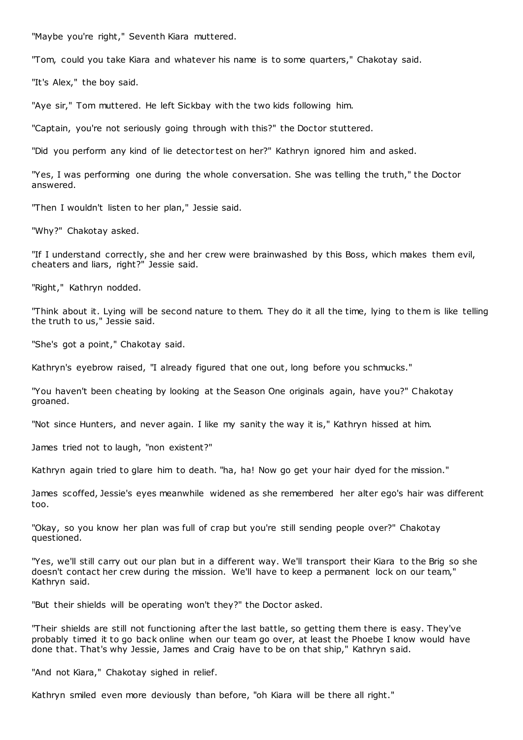"Maybe you're right," Seventh Kiara muttered.

"Tom, could you take Kiara and whatever his name is to some quarters," Chakotay said.

"It's Alex," the boy said.

"Aye sir," Tom muttered. He left Sickbay with the two kids following him.

"Captain, you're not seriously going through with this?" the Doctor stuttered.

"Did you perform any kind of lie detector test on her?" Kathryn ignored him and asked.

"Yes, I was performing one during the whole conversation. She was telling the truth," the Doctor answered.

"Then I wouldn't listen to her plan," Jessie said.

"Why?" Chakotay asked.

"If I understand correctly, she and her crew were brainwashed by this Boss, which makes them evil, cheaters and liars, right?" Jessie said.

"Right," Kathryn nodded.

"Think about it. Lying will be second nature to them. They do it all the time, lying to them is like telling the truth to us," Jessie said.

"She's got a point," Chakotay said.

Kathryn's eyebrow raised, "I already figured that one out, long before you schmucks."

"You haven't been cheating by looking at the Season One originals again, have you?" Chakotay groaned.

"Not since Hunters, and never again. I like my sanity the way it is," Kathryn hissed at him.

James tried not to laugh, "non existent?"

Kathryn again tried to glare him to death. "ha, ha! Now go get your hair dyed for the mission."

James scoffed, Jessie's eyes meanwhile widened as she remembered her alter ego's hair was different too.

"Okay, so you know her plan was full of crap but you're still sending people over?" Chakotay questioned.

"Yes, we'll still carry out our plan but in a different way. We'll transport their Kiara to the Brig so she doesn't contact her crew during the mission. We'll have to keep a permanent lock on our team," Kathryn said.

"But their shields will be operating won't they?" the Doctor asked.

"Their shields are still not functioning after the last battle, so getting them there is easy. They've probably timed it to go back online when our team go over, at least the Phoebe I know would have done that. That's why Jessie, James and Craig have to be on that ship," Kathryn said.

"And not Kiara," Chakotay sighed in relief.

Kathryn smiled even more deviously than before, "oh Kiara will be there all right."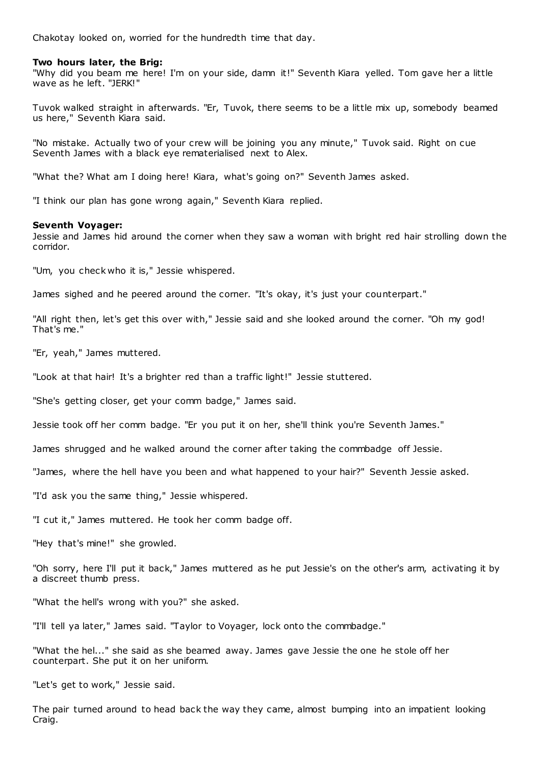Chakotay looked on, worried for the hundredth time that day.

**Two hours later, the Brig:**

"Why did you beam me here! I'm on your side, damn it!" Seventh Kiara yelled. Tom gave her a little wave as he left. "JERK!"

Tuvok walked straight in afterwards. "Er, Tuvok, there seems to be a little mix up, somebody beamed us here," Seventh Kiara said.

"No mistake. Actually two of your crew will be joining you any minute," Tuvok said. Right on cue Seventh James with a black eye rematerialised next to Alex.

"What the? What am I doing here! Kiara, what's going on?" Seventh James asked.

"I think our plan has gone wrong again," Seventh Kiara replied.

**Seventh Voyager:**

Jessie and James hid around the corner when they saw a woman with bright red hair strolling down the corridor.

"Um, you check who it is," Jessie whispered.

James sighed and he peered around the corner. "It's okay, it's just your counterpart."

"All right then, let's get this over with," Jessie said and she looked around the corner. "Oh my god! That's me."

"Er, yeah," James muttered.

"Look at that hair! It's a brighter red than a traffic light!" Jessie stuttered.

"She's getting closer, get your comm badge," James said.

Jessie took off her comm badge. "Er you put it on her, she'll think you're Seventh James."

James shrugged and he walked around the corner after taking the commbadge off Jessie.

"James, where the hell have you been and what happened to your hair?" Seventh Jessie asked.

"I'd ask you the same thing," Jessie whispered.

"I cut it," James muttered. He took her comm badge off.

"Hey that's mine!" she growled.

"Oh sorry, here I'll put it back," James muttered as he put Jessie's on the other's arm, activating it by a discreet thumb press.

"What the hell's wrong with you?" she asked.

"I'll tell ya later," James said. "Taylor to Voyager, lock onto the commbadge."

"What the hel..." she said as she beamed away. James gave Jessie the one he stole off her counterpart. She put it on her uniform.

"Let's get to work," Jessie said.

The pair turned around to head back the way they came, almost bumping into an impatient looking Craig.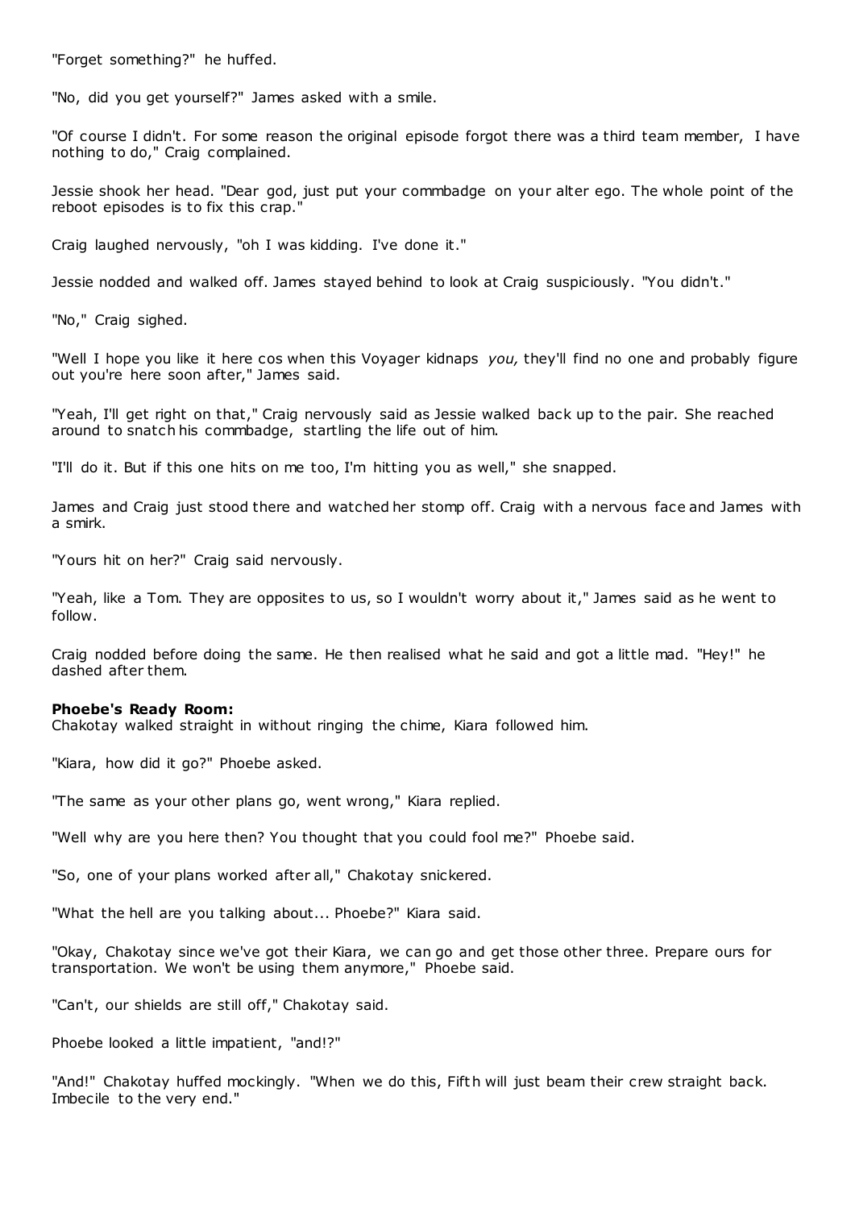"Forget something?" he huffed.

"No, did you get yourself?" James asked with a smile.

"Of course I didn't. For some reason the original episode forgot there was a third team member, I have nothing to do," Craig complained.

Jessie shook her head. "Dear god, just put your commbadge on your alter ego. The whole point of the reboot episodes is to fix this crap."

Craig laughed nervously, "oh I was kidding. I've done it."

Jessie nodded and walked off. James stayed behind to look at Craig suspiciously. "You didn't."

"No," Craig sighed.

"Well I hope you like it here cos when this Voyager kidnaps *you,* they'll find no one and probably figure out you're here soon after," James said.

"Yeah, I'll get right on that," Craig nervously said as Jessie walked back up to the pair. She reached around to snatch his commbadge, startling the life out of him.

"I'll do it. But if this one hits on me too, I'm hitting you as well," she snapped.

James and Craig just stood there and watched her stomp off. Craig with a nervous face and James with a smirk.

"Yours hit on her?" Craig said nervously.

"Yeah, like a Tom. They are opposites to us, so I wouldn't worry about it," James said as he went to follow.

Craig nodded before doing the same. He then realised what he said and got a little mad. "Hey!" he dashed after them.

**Phoebe's Ready Room:**
Chakotay walked straight in without ringing the chime, Kiara followed him.

"Kiara, how did it go?" Phoebe asked.

"The same as your other plans go, went wrong," Kiara replied.

"Well why are you here then? You thought that you could fool me?" Phoebe said.

"So, one of your plans worked after all," Chakotay snickered.

"What the hell are you talking about... Phoebe?" Kiara said.

"Okay, Chakotay since we've got their Kiara, we can go and get those other three. Prepare ours for transportation. We won't be using them anymore," Phoebe said.

"Can't, our shields are still off," Chakotay said.

Phoebe looked a little impatient, "and!?"

"And!" Chakotay huffed mockingly. "When we do this, Fifth will just beam their crew straight back. Imbecile to the very end."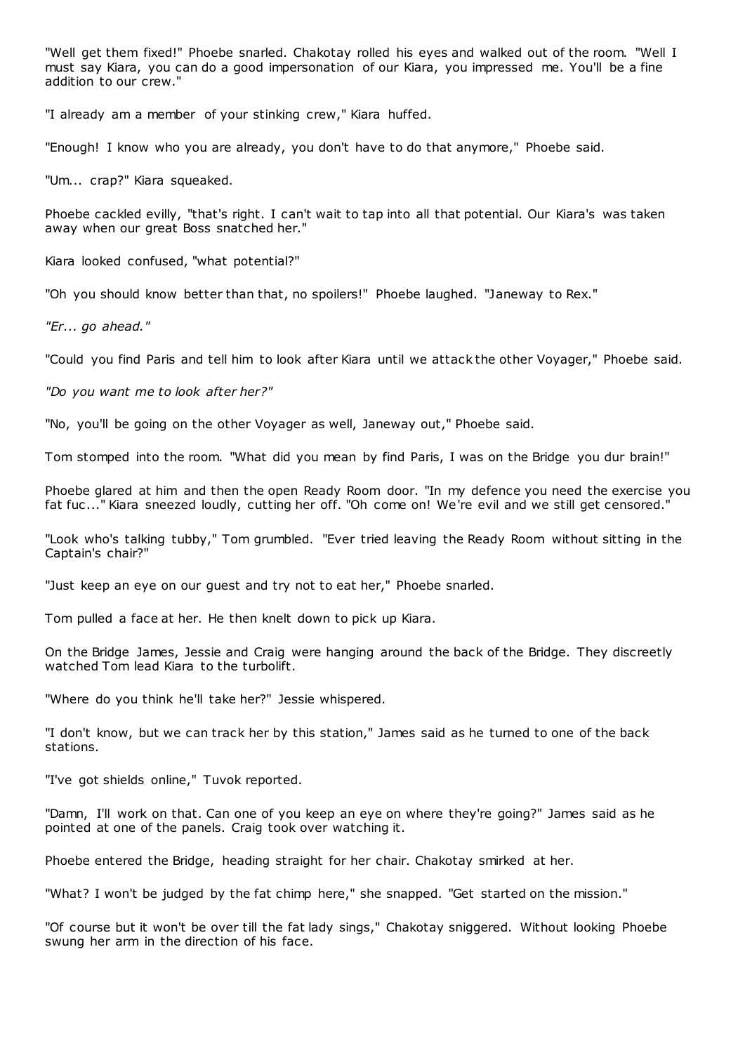"Well get them fixed!" Phoebe snarled. Chakotay rolled his eyes and walked out of the room. "Well I must say Kiara, you can do a good impersonation of our Kiara, you impressed me. You'll be a fine addition to our crew."

"I already am a member of your stinking crew," Kiara huffed.

"Enough! I know who you are already, you don't have to do that anymore," Phoebe said.

"Um... crap?" Kiara squeaked.

Phoebe cackled evilly, "that's right. I can't wait to tap into all that potential. Our Kiara's was taken away when our great Boss snatched her."

Kiara looked confused, "what potential?"

"Oh you should know better than that, no spoilers!" Phoebe laughed. "Janeway to Rex."

*"Er... go ahead."*

"Could you find Paris and tell him to look after Kiara until we attack the other Voyager," Phoebe said.

*"Do you want me to look after her?"*

"No, you'll be going on the other Voyager as well, Janeway out," Phoebe said.

Tom stomped into the room. "What did you mean by find Paris, I was on the Bridge you dur brain!"

Phoebe glared at him and then the open Ready Room door. "In my defence you need the exercise you fat fuc..." Kiara sneezed loudly, cutting her off. "Oh come on! We're evil and we still get censored."

"Look who's talking tubby," Tom grumbled. "Ever tried leaving the Ready Room without sitting in the Captain's chair?"

"Just keep an eye on our guest and try not to eat her," Phoebe snarled.

Tom pulled a face at her. He then knelt down to pick up Kiara.

On the Bridge James, Jessie and Craig were hanging around the back of the Bridge. They discreetly watched Tom lead Kiara to the turbolift.

"Where do you think he'll take her?" Jessie whispered.

"I don't know, but we can track her by this station," James said as he turned to one of the back stations.

"I've got shields online," Tuvok reported.

"Damn, I'll work on that. Can one of you keep an eye on where they're going?" James said as he pointed at one of the panels. Craig took over watching it.

Phoebe entered the Bridge, heading straight for her chair. Chakotay smirked at her.

"What? I won't be judged by the fat chimp here," she snapped. "Get started on the mission."

"Of course but it won't be over till the fat lady sings," Chakotay sniggered. Without looking Phoebe swung her arm in the direction of his face.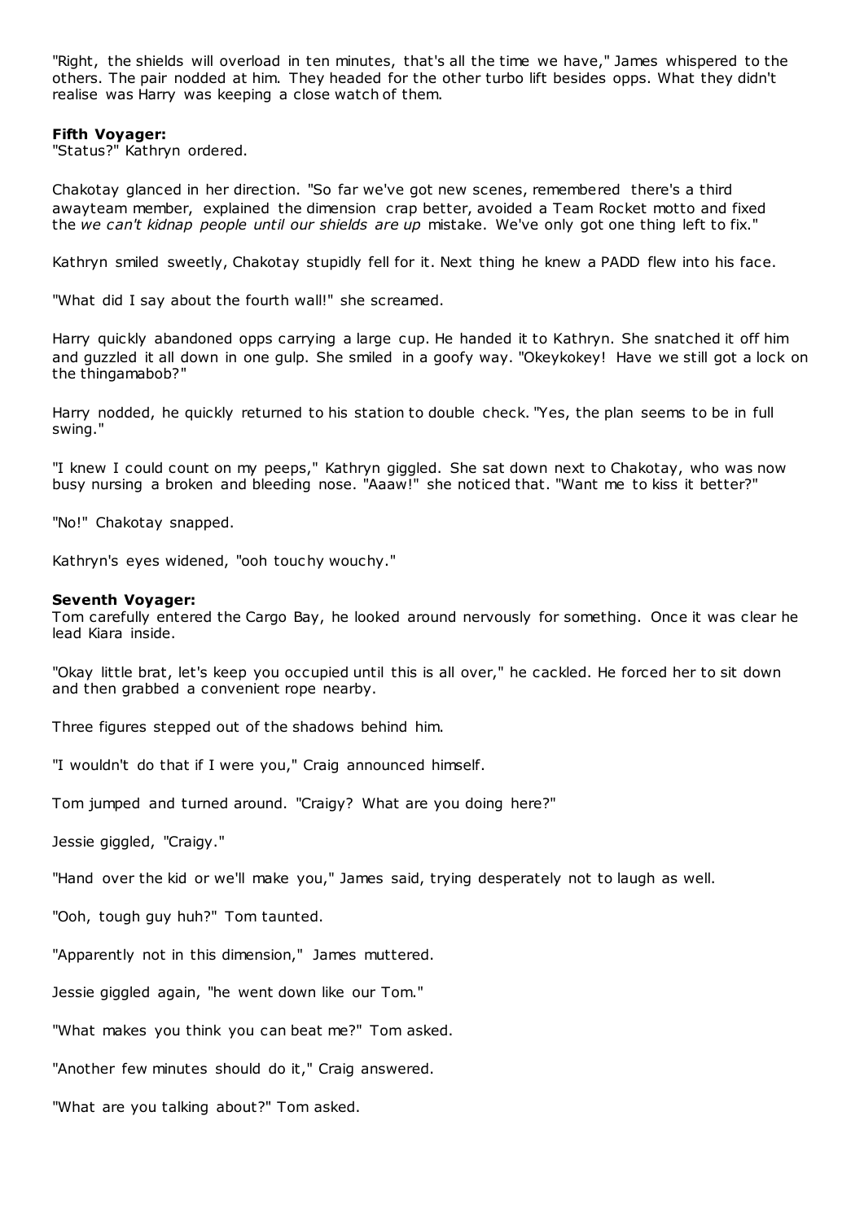"Right, the shields will overload in ten minutes, that's all the time we have," James whispered to the others. The pair nodded at him. They headed for the other turbo lift besides opps. What they didn't realise was Harry was keeping a close watch of them.

**Fifth Voyager:**

"Status?" Kathryn ordered.

Chakotay glanced in her direction. "So far we've got new scenes, remembered there's a third awayteam member, explained the dimension crap better, avoided a Team Rocket motto and fixed the *we can't kidnap people until our shields are up* mistake. We've only got one thing left to fix."

Kathryn smiled sweetly, Chakotay stupidly fell for it. Next thing he knew a PADD flew into his face.

"What did I say about the fourth wall!" she screamed.

Harry quickly abandoned opps carrying a large cup. He handed it to Kathryn. She snatched it off him and guzzled it all down in one gulp. She smiled in a goofy way. "Okeykokey! Have we still got a lock on the thingamabob?"

Harry nodded, he quickly returned to his station to double check. "Yes, the plan seems to be in full swing."

"I knew I could count on my peeps," Kathryn giggled. She sat down next to Chakotay, who was now busy nursing a broken and bleeding nose. "Aaaw!" she noticed that. "Want me to kiss it better?"

"No!" Chakotay snapped.

Kathryn's eyes widened, "ooh touchy wouchy."

**Seventh Voyager:**

Tom carefully entered the Cargo Bay, he looked around nervously for something. Once it was clear he lead Kiara inside.

"Okay little brat, let's keep you occupied until this is all over," he cackled. He forced her to sit down and then grabbed a convenient rope nearby.

Three figures stepped out of the shadows behind him.

"I wouldn't do that if I were you," Craig announced himself.

Tom jumped and turned around. "Craigy? What are you doing here?"

Jessie giggled, "Craigy."

"Hand over the kid or we'll make you," James said, trying desperately not to laugh as well.

"Ooh, tough guy huh?" Tom taunted.

"Apparently not in this dimension," James muttered.

Jessie giggled again, "he went down like our Tom."

"What makes you think you can beat me?" Tom asked.

"Another few minutes should do it," Craig answered.

"What are you talking about?" Tom asked.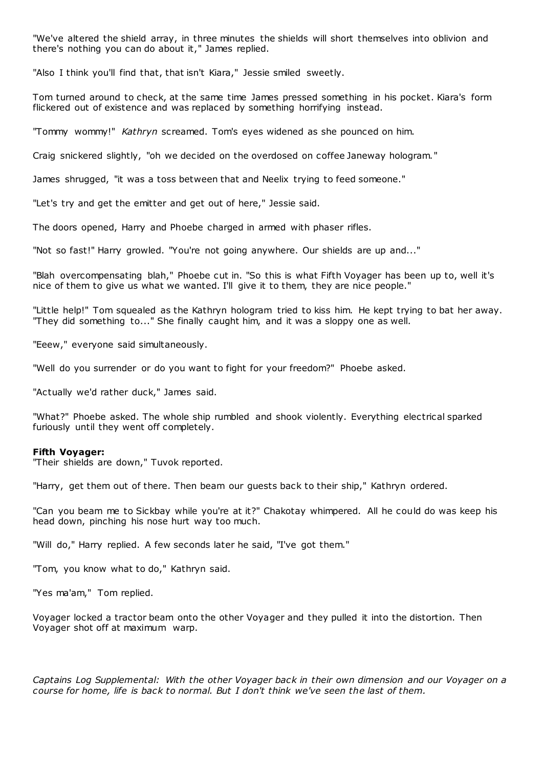"We've altered the shield array, in three minutes the shields will short themselves into oblivion and there's nothing you can do about it," James replied.

"Also I think you'll find that, that isn't Kiara," Jessie smiled sweetly.

Tom turned around to check, at the same time James pressed something in his pocket. Kiara's form flickered out of existence and was replaced by something horrifying instead.

"Tommy wommy!" *Kathryn* screamed. Tom's eyes widened as she pounced on him.

Craig snickered slightly, "oh we decided on the overdosed on coffee Janeway hologram."

James shrugged, "it was a toss between that and Neelix trying to feed someone."

"Let's try and get the emitter and get out of here," Jessie said.

The doors opened, Harry and Phoebe charged in armed with phaser rifles.

"Not so fast!" Harry growled. "You're not going anywhere. Our shields are up and..."

"Blah overcompensating blah," Phoebe cut in. "So this is what Fifth Voyager has been up to, well it's nice of them to give us what we wanted. I'll give it to them, they are nice people."

"Little help!" Tom squealed as the Kathryn hologram tried to kiss him. He kept trying to bat her away. "They did something to..." She finally caught him, and it was a sloppy one as well.

"Eeew," everyone said simultaneously.

"Well do you surrender or do you want to fight for your freedom?" Phoebe asked.

"Actually we'd rather duck," James said.

"What?" Phoebe asked. The whole ship rumbled and shook violently. Everything electrical sparked furiously until they went off completely.

**Fifth Voyager:**
"Their shields are down," Tuvok reported.

"Harry, get them out of there. Then beam our guests back to their ship," Kathryn ordered.

"Can you beam me to Sickbay while you're at it?" Chakotay whimpered. All he could do was keep his head down, pinching his nose hurt way too much.

"Will do," Harry replied. A few seconds later he said, "I've got them."

"Tom, you know what to do," Kathryn said.

"Yes ma'am," Tom replied.

Voyager locked a tractor beam onto the other Voyager and they pulled it into the distortion. Then Voyager shot off at maximum warp.

*Captains Log Supplemental: With the other Voyager back in their own dimension and our Voyager on a course for home, life is back to normal. But I don't think we've seen the last of them.*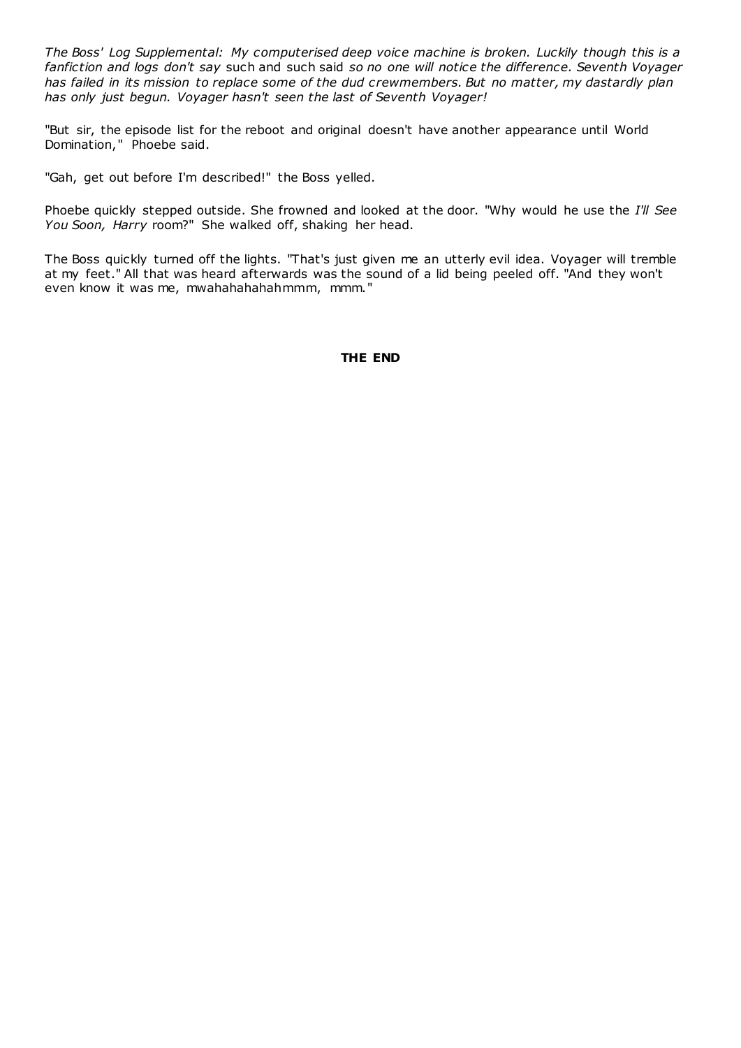*The Boss' Log Supplemental: My computerised deep voice machine is broken. Luckily though this is a fanfiction and logs don't say* such and such said *so no one will notice the difference. Seventh Voyager has failed in its mission to replace some of the dud crewmembers. But no matter, my dastardly plan has only just begun. Voyager hasn't seen the last of Seventh Voyager!*

"But sir, the episode list for the reboot and original doesn't have another appearance until World Domination," Phoebe said.

"Gah, get out before I'm described!" the Boss yelled.

Phoebe quickly stepped outside. She frowned and looked at the door. "Why would he use the *I'll See You Soon, Harry* room?" She walked off, shaking her head.

The Boss quickly turned off the lights. "That's just given me an utterly evil idea. Voyager will tremble at my feet." All that was heard afterwards was the sound of a lid being peeled off. "And they won't even know it was me, mwahahahahahmmm, mmm."

**THE END**